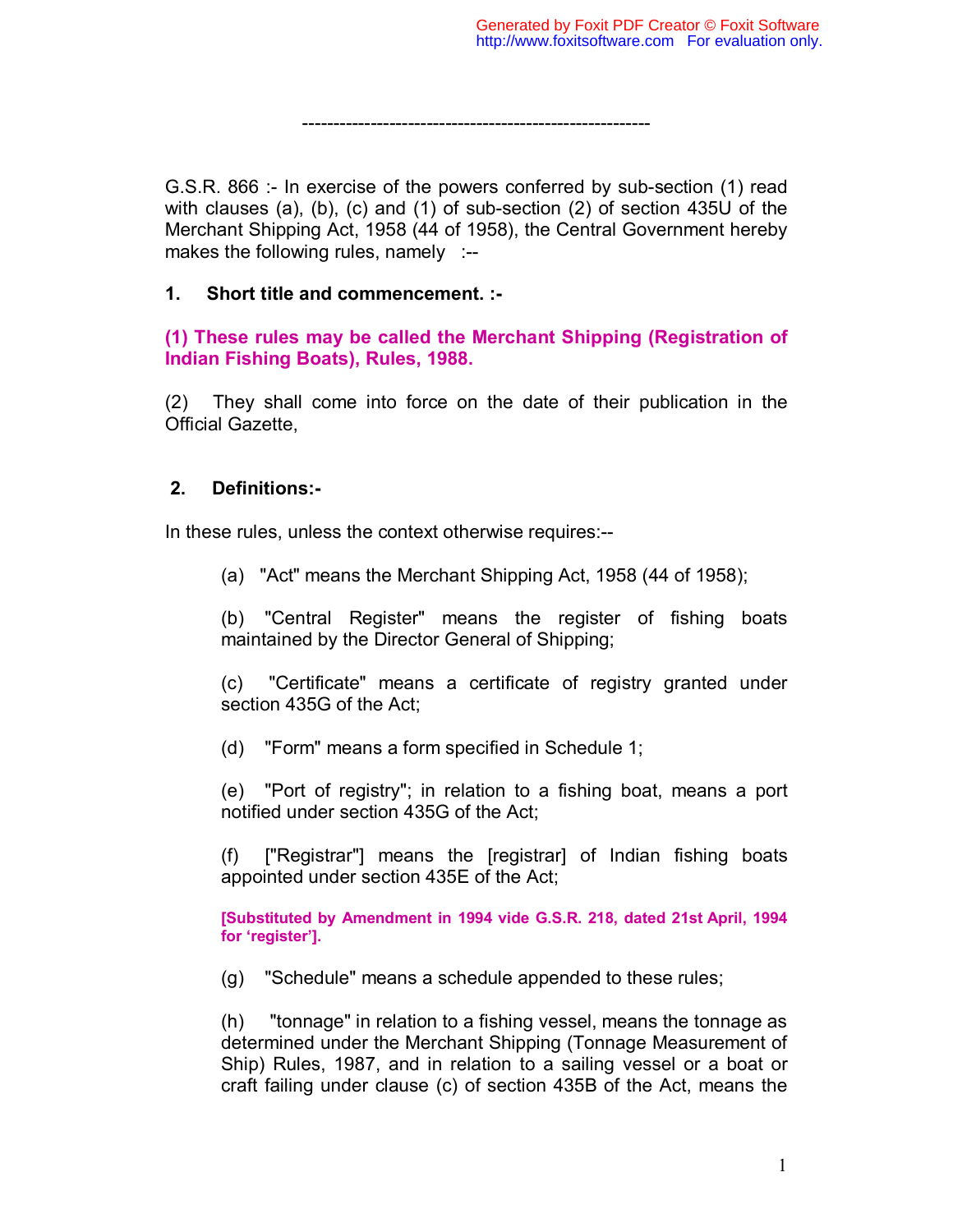-------------------------------------------------------

G.S.R. 866 :- In exercise of the powers conferred by sub-section (1) read with clauses (a), (b), (c) and (1) of sub-section (2) of section 435U of the Merchant Shipping Act, 1958 (44 of 1958), the Central Government hereby makes the following rules, namely :--

**1. Short title and commencement. :-**

**(1) These rules may be called the Merchant Shipping (Registration of Indian Fishing Boats), Rules, 1988.**

(2) They shall come into force on the date of their publication in the Official Gazette,

**2. Definitions:-**

In these rules, unless the context otherwise requires:--

(a) "Act" means the Merchant Shipping Act, 1958 (44 of 1958);

(b) "Central Register" means the register of fishing boats maintained by the Director General of Shipping;

(c) "Certificate" means a certificate of registry granted under section 435G of the Act;

(d) "Form" means a form specified in Schedule 1;

(e) "Port of registry"; in relation to a fishing boat, means a port notified under section 435G of the Act;

(f) ["Registrar"] means the [registrar] of Indian fishing boats appointed under section 435E of the Act;

**[Substituted by Amendment in 1994 vide G.S.R. 218, dated 21st April, 1994 for 'register'].**

(g) "Schedule" means a schedule appended to these rules;

(h) "tonnage" in relation to a fishing vessel, means the tonnage as determined under the Merchant Shipping (Tonnage Measurement of Ship) Rules, 1987, and in relation to a sailing vessel or a boat or craft failing under clause (c) of section 435B of the Act, means the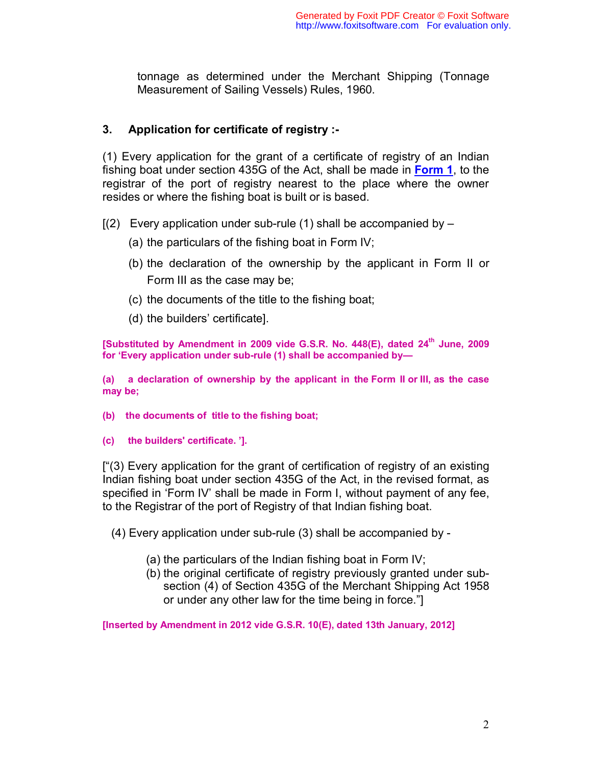tonnage as determined under the Merchant Shipping (Tonnage Measurement of Sailing Vessels) Rules, 1960.

### 3. Application for certificate of registry :-

(1) Every application for the grant of a certificate of registry of an Indian fishing boat under section 435G of the Act, shall be made in **Form 1**, to the registrar of the port of registry nearest to the place where the owner resides or where the fishing boat is built or is based.

[(2) Every application under sub-rule (1) shall be accompanied by –

(a) the particulars of the fishing boat in Form IV;

(b) the declaration of the ownership by the applicant in Form II or Form III as the case may be;

(c) the documents of the title to the fishing boat;

(d) the builders' certificate].

**[Substituted by Amendment in 2009 vide G.S.R. No. 448(E), dated 24th June, 2009 for 'Every application under sub-rule (1) shall be accompanied by—**

**(a) a declaration of ownership by the applicant in the Form II or III, as the case may be;**

**(b) the documents of title to the fishing boat;**

**(c) the builders' certificate. '].**

["(3) Every application for the grant of certification of registry of an existing Indian fishing boat under section 435G of the Act, in the revised format, as specified in 'Form IV' shall be made in Form I, without payment of any fee, to the Registrar of the port of Registry of that Indian fishing boat.

(4) Every application under sub-rule (3) shall be accompanied by -

(a) the particulars of the Indian fishing boat in Form IV;
(b) the original certificate of registry previously granted under sub-section (4) of Section 435G of the Merchant Shipping Act 1958 or under any other law for the time being in force."]

**[Inserted by Amendment in 2012 vide G.S.R. 10(E), dated 13th January, 2012]**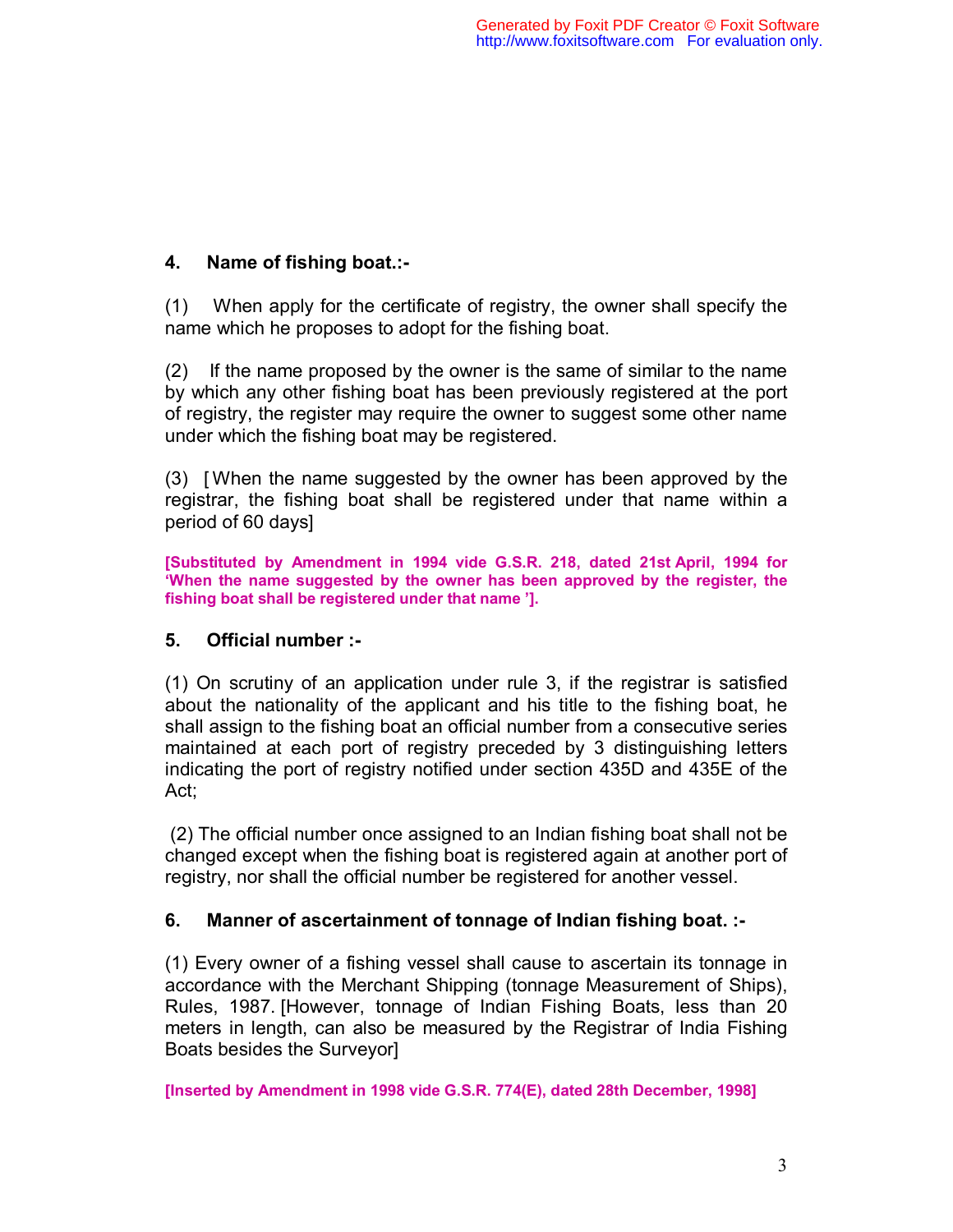## 4. Name of fishing boat.:-

(1) When apply for the certificate of registry, the owner shall specify the name which he proposes to adopt for the fishing boat.

(2) If the name proposed by the owner is the same of similar to the name by which any other fishing boat has been previously registered at the port of registry, the register may require the owner to suggest some other name under which the fishing boat may be registered.

(3) [ When the name suggested by the owner has been approved by the registrar, the fishing boat shall be registered under that name within a period of 60 days]

**[Substituted by Amendment in 1994 vide G.S.R. 218, dated 21st April, 1994 for 'When the name suggested by the owner has been approved by the register, the fishing boat shall be registered under that name '].**

## 5. Official number :-

(1) On scrutiny of an application under rule 3, if the registrar is satisfied about the nationality of the applicant and his title to the fishing boat, he shall assign to the fishing boat an official number from a consecutive series maintained at each port of registry preceded by 3 distinguishing letters indicating the port of registry notified under section 435D and 435E of the Act;

(2) The official number once assigned to an Indian fishing boat shall not be changed except when the fishing boat is registered again at another port of registry, nor shall the official number be registered for another vessel.

## 6. Manner of ascertainment of tonnage of Indian fishing boat. :-

(1) Every owner of a fishing vessel shall cause to ascertain its tonnage in accordance with the Merchant Shipping (tonnage Measurement of Ships), Rules, 1987. [However, tonnage of Indian Fishing Boats, less than 20 meters in length, can also be measured by the Registrar of India Fishing Boats besides the Surveyor]

**[Inserted by Amendment in 1998 vide G.S.R. 774(E), dated 28th December, 1998]**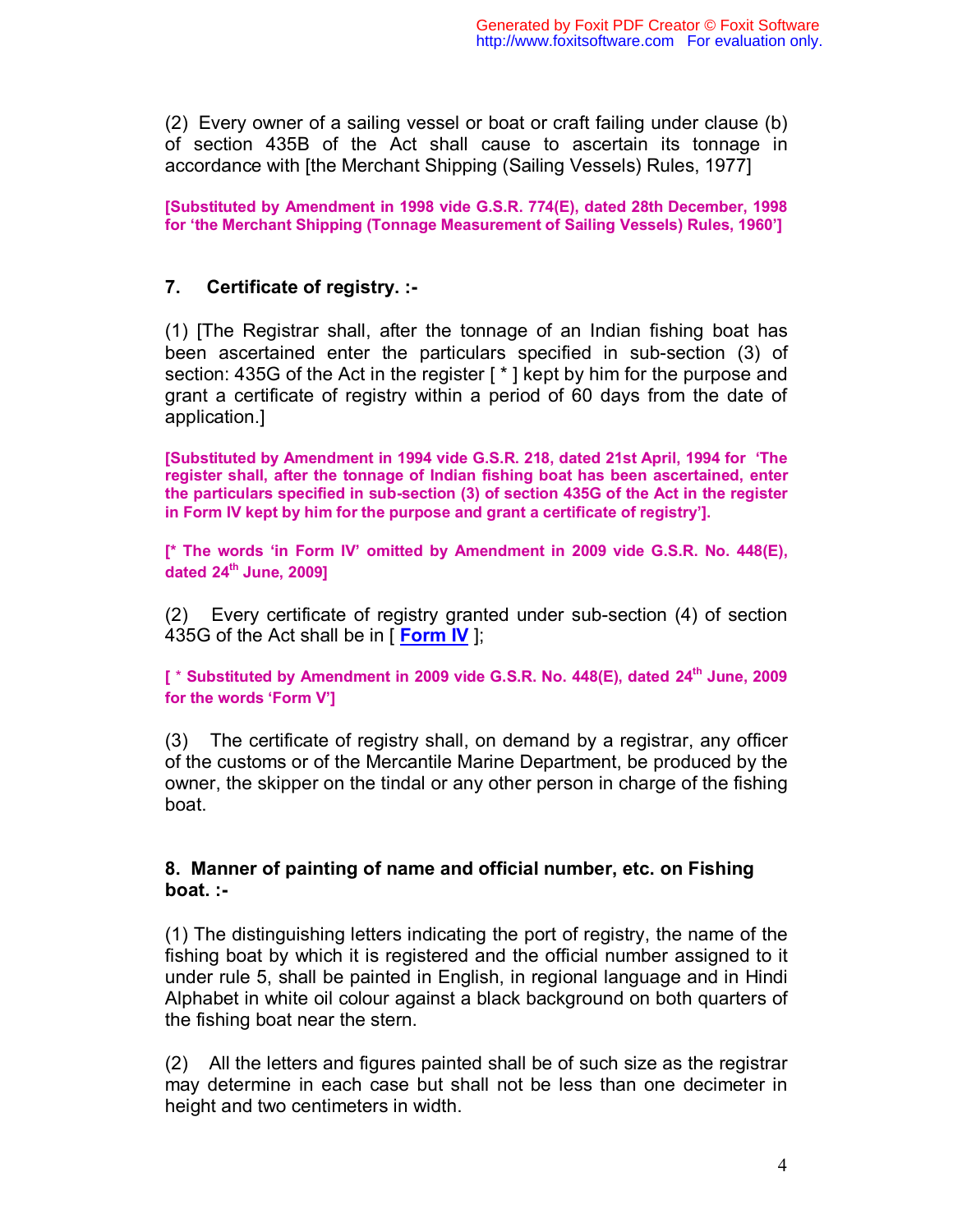(2) Every owner of a sailing vessel or boat or craft failing under clause (b) of section 435B of the Act shall cause to ascertain its tonnage in accordance with [the Merchant Shipping (Sailing Vessels) Rules, 1977]

**[Substituted by Amendment in 1998 vide G.S.R. 774(E), dated 28th December, 1998 for 'the Merchant Shipping (Tonnage Measurement of Sailing Vessels) Rules, 1960']**

### 7. Certificate of registry. :-

(1) [The Registrar shall, after the tonnage of an Indian fishing boat has been ascertained enter the particulars specified in sub-section (3) of section: 435G of the Act in the register [ * ] kept by him for the purpose and grant a certificate of registry within a period of 60 days from the date of application.]

**[Substituted by Amendment in 1994 vide G.S.R. 218, dated 21st April, 1994 for 'The register shall, after the tonnage of Indian fishing boat has been ascertained, enter the particulars specified in sub-section (3) of section 435G of the Act in the register in Form IV kept by him for the purpose and grant a certificate of registry'].**

**[* The words 'in Form IV' omitted by Amendment in 2009 vide G.S.R. No. 448(E), dated 24th June, 2009]**

(2) Every certificate of registry granted under sub-section (4) of section 435G of the Act shall be in [ **Form IV** ];

**[ * Substituted by Amendment in 2009 vide G.S.R. No. 448(E), dated 24th June, 2009 for the words 'Form V']**

(3) The certificate of registry shall, on demand by a registrar, any officer of the customs or of the Mercantile Marine Department, be produced by the owner, the skipper on the tindal or any other person in charge of the fishing boat.

### 8. Manner of painting of name and official number, etc. on Fishing boat. :-

(1) The distinguishing letters indicating the port of registry, the name of the fishing boat by which it is registered and the official number assigned to it under rule 5, shall be painted in English, in regional language and in Hindi Alphabet in white oil colour against a black background on both quarters of the fishing boat near the stern.

(2) All the letters and figures painted shall be of such size as the registrar may determine in each case but shall not be less than one decimeter in height and two centimeters in width.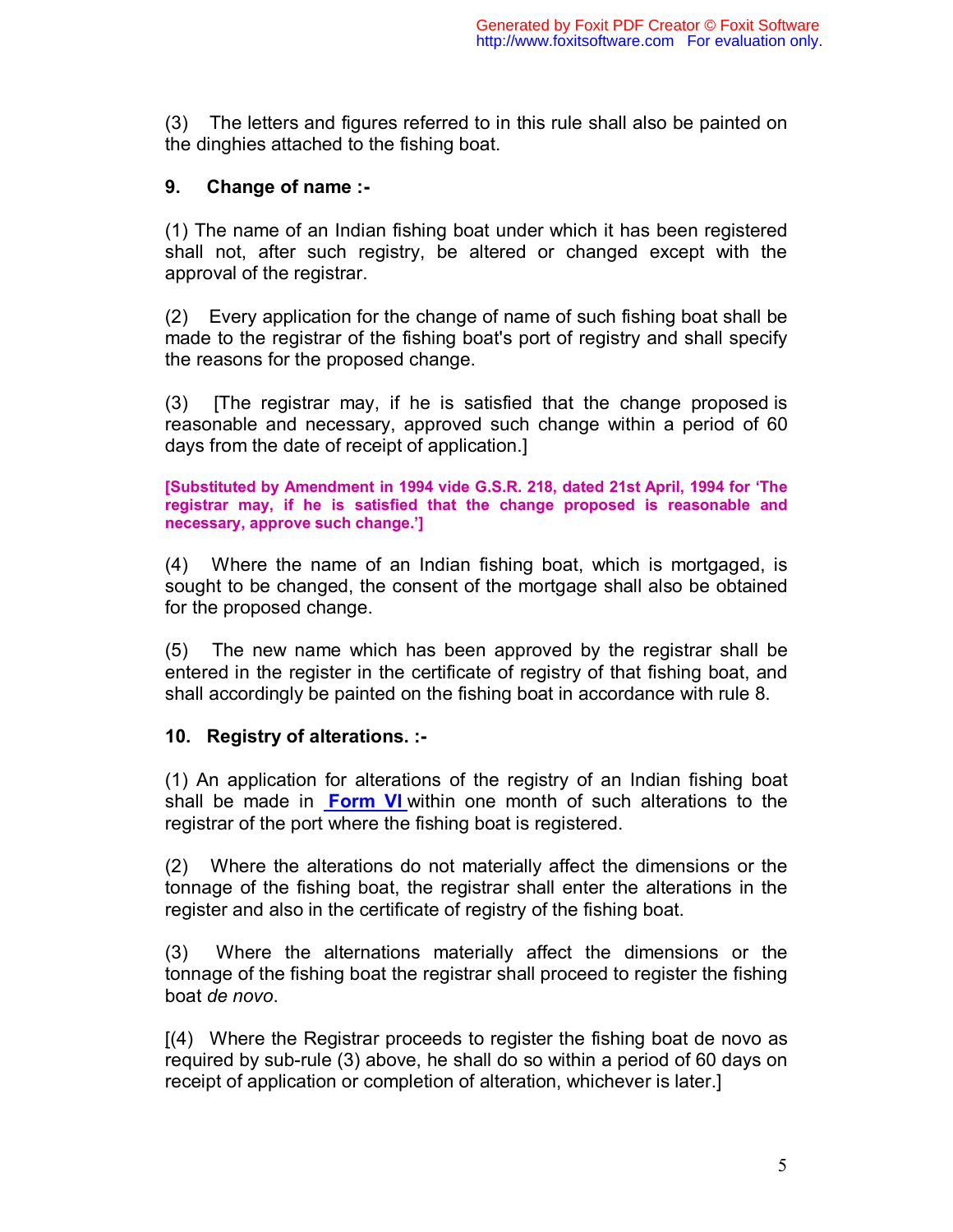(3) The letters and figures referred to in this rule shall also be painted on the dinghies attached to the fishing boat.

**9. Change of name :-**

(1) The name of an Indian fishing boat under which it has been registered shall not, after such registry, be altered or changed except with the approval of the registrar.

(2) Every application for the change of name of such fishing boat shall be made to the registrar of the fishing boat's port of registry and shall specify the reasons for the proposed change.

(3) [The registrar may, if he is satisfied that the change proposed is reasonable and necessary, approved such change within a period of 60 days from the date of receipt of application.]

**[Substituted by Amendment in 1994 vide G.S.R. 218, dated 21st April, 1994 for 'The registrar may, if he is satisfied that the change proposed is reasonable and necessary, approve such change.']**

(4) Where the name of an Indian fishing boat, which is mortgaged, is sought to be changed, the consent of the mortgage shall also be obtained for the proposed change.

(5) The new name which has been approved by the registrar shall be entered in the register in the certificate of registry of that fishing boat, and shall accordingly be painted on the fishing boat in accordance with rule 8.

**10. Registry of alterations. :-**

(1) An application for alterations of the registry of an Indian fishing boat shall be made in **Form VI** within one month of such alterations to the registrar of the port where the fishing boat is registered.

(2) Where the alterations do not materially affect the dimensions or the tonnage of the fishing boat, the registrar shall enter the alterations in the register and also in the certificate of registry of the fishing boat.

(3) Where the alternations materially affect the dimensions or the tonnage of the fishing boat the registrar shall proceed to register the fishing boat *de novo*.

[(4) Where the Registrar proceeds to register the fishing boat de novo as required by sub-rule (3) above, he shall do so within a period of 60 days on receipt of application or completion of alteration, whichever is later.]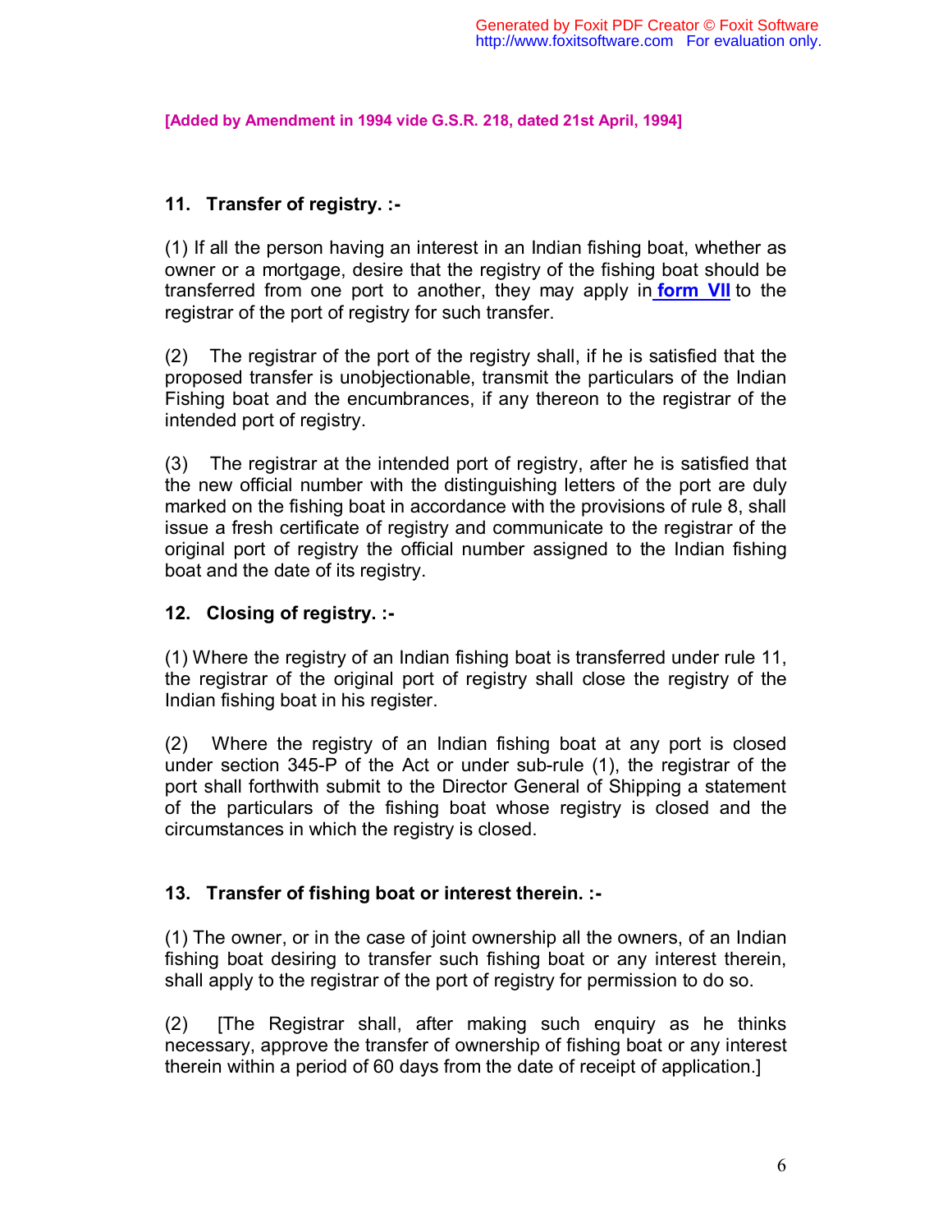**[Added by Amendment in 1994 vide G.S.R. 218, dated 21st April, 1994]**

### 11. Transfer of registry. :-

(1) If all the person having an interest in an Indian fishing boat, whether as owner or a mortgage, desire that the registry of the fishing boat should be transferred from one port to another, they may apply in **form VII** to the registrar of the port of registry for such transfer.

(2) The registrar of the port of the registry shall, if he is satisfied that the proposed transfer is unobjectionable, transmit the particulars of the Indian Fishing boat and the encumbrances, if any thereon to the registrar of the intended port of registry.

(3) The registrar at the intended port of registry, after he is satisfied that the new official number with the distinguishing letters of the port are duly marked on the fishing boat in accordance with the provisions of rule 8, shall issue a fresh certificate of registry and communicate to the registrar of the original port of registry the official number assigned to the Indian fishing boat and the date of its registry.

### 12. Closing of registry. :-

(1) Where the registry of an Indian fishing boat is transferred under rule 11, the registrar of the original port of registry shall close the registry of the Indian fishing boat in his register.

(2) Where the registry of an Indian fishing boat at any port is closed under section 345-P of the Act or under sub-rule (1), the registrar of the port shall forthwith submit to the Director General of Shipping a statement of the particulars of the fishing boat whose registry is closed and the circumstances in which the registry is closed.

### 13. Transfer of fishing boat or interest therein. :-

(1) The owner, or in the case of joint ownership all the owners, of an Indian fishing boat desiring to transfer such fishing boat or any interest therein, shall apply to the registrar of the port of registry for permission to do so.

(2) [The Registrar shall, after making such enquiry as he thinks necessary, approve the transfer of ownership of fishing boat or any interest therein within a period of 60 days from the date of receipt of application.]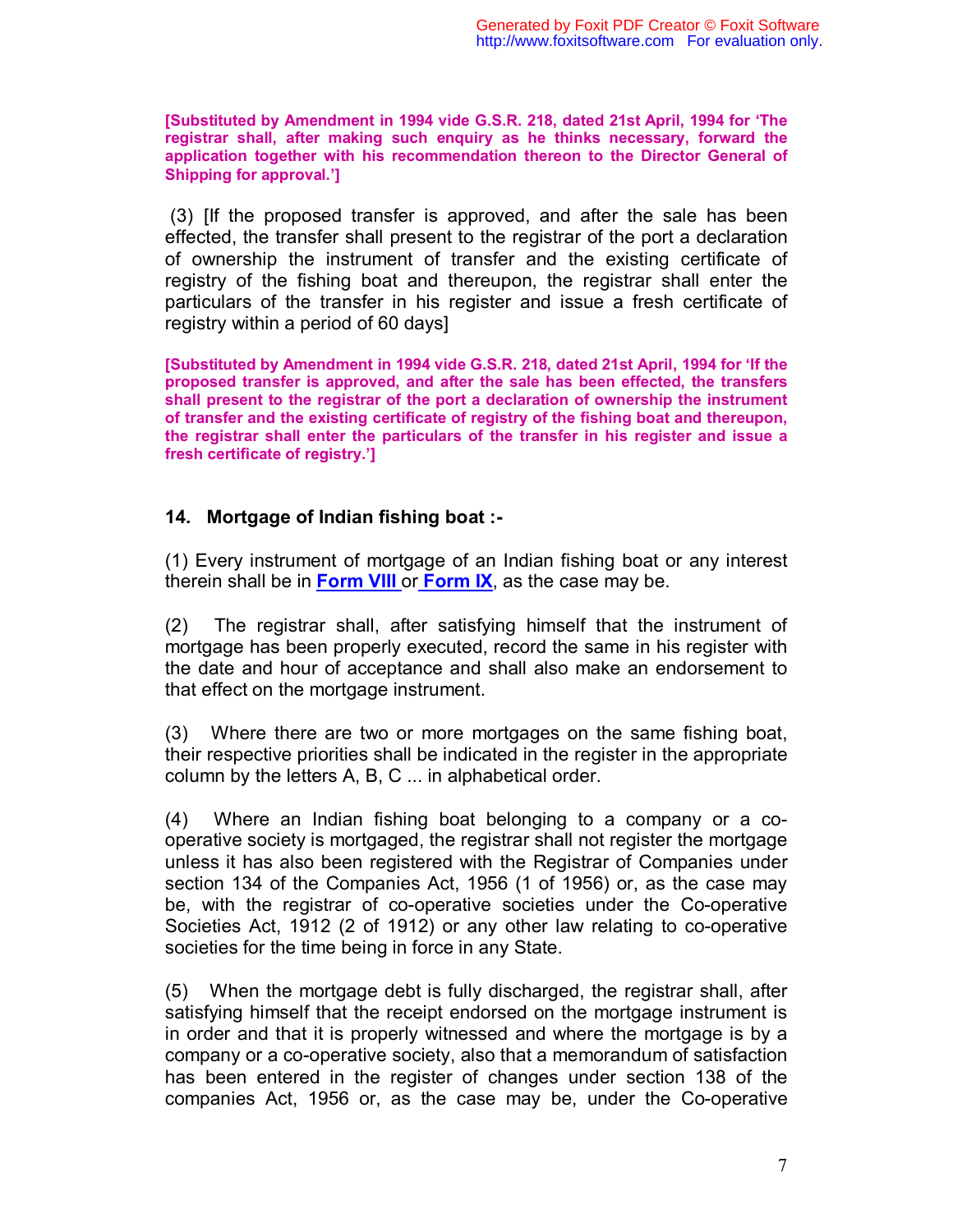**[Substituted by Amendment in 1994 vide G.S.R. 218, dated 21st April, 1994 for 'The registrar shall, after making such enquiry as he thinks necessary, forward the application together with his recommendation thereon to the Director General of Shipping for approval.']**

(3) [If the proposed transfer is approved, and after the sale has been effected, the transfer shall present to the registrar of the port a declaration of ownership the instrument of transfer and the existing certificate of registry of the fishing boat and thereupon, the registrar shall enter the particulars of the transfer in his register and issue a fresh certificate of registry within a period of 60 days]

**[Substituted by Amendment in 1994 vide G.S.R. 218, dated 21st April, 1994 for 'If the proposed transfer is approved, and after the sale has been effected, the transfers shall present to the registrar of the port a declaration of ownership the instrument of transfer and the existing certificate of registry of the fishing boat and thereupon, the registrar shall enter the particulars of the transfer in his register and issue a fresh certificate of registry.']**

### 14. Mortgage of Indian fishing boat :-

(1) Every instrument of mortgage of an Indian fishing boat or any interest therein shall be in **Form VIII** or **Form IX**, as the case may be.

(2) The registrar shall, after satisfying himself that the instrument of mortgage has been properly executed, record the same in his register with the date and hour of acceptance and shall also make an endorsement to that effect on the mortgage instrument.

(3) Where there are two or more mortgages on the same fishing boat, their respective priorities shall be indicated in the register in the appropriate column by the letters A, B, C ... in alphabetical order.

(4) Where an Indian fishing boat belonging to a company or a co-operative society is mortgaged, the registrar shall not register the mortgage unless it has also been registered with the Registrar of Companies under section 134 of the Companies Act, 1956 (1 of 1956) or, as the case may be, with the registrar of co-operative societies under the Co-operative Societies Act, 1912 (2 of 1912) or any other law relating to co-operative societies for the time being in force in any State.

(5) When the mortgage debt is fully discharged, the registrar shall, after satisfying himself that the receipt endorsed on the mortgage instrument is in order and that it is properly witnessed and where the mortgage is by a company or a co-operative society, also that a memorandum of satisfaction has been entered in the register of changes under section 138 of the companies Act, 1956 or, as the case may be, under the Co-operative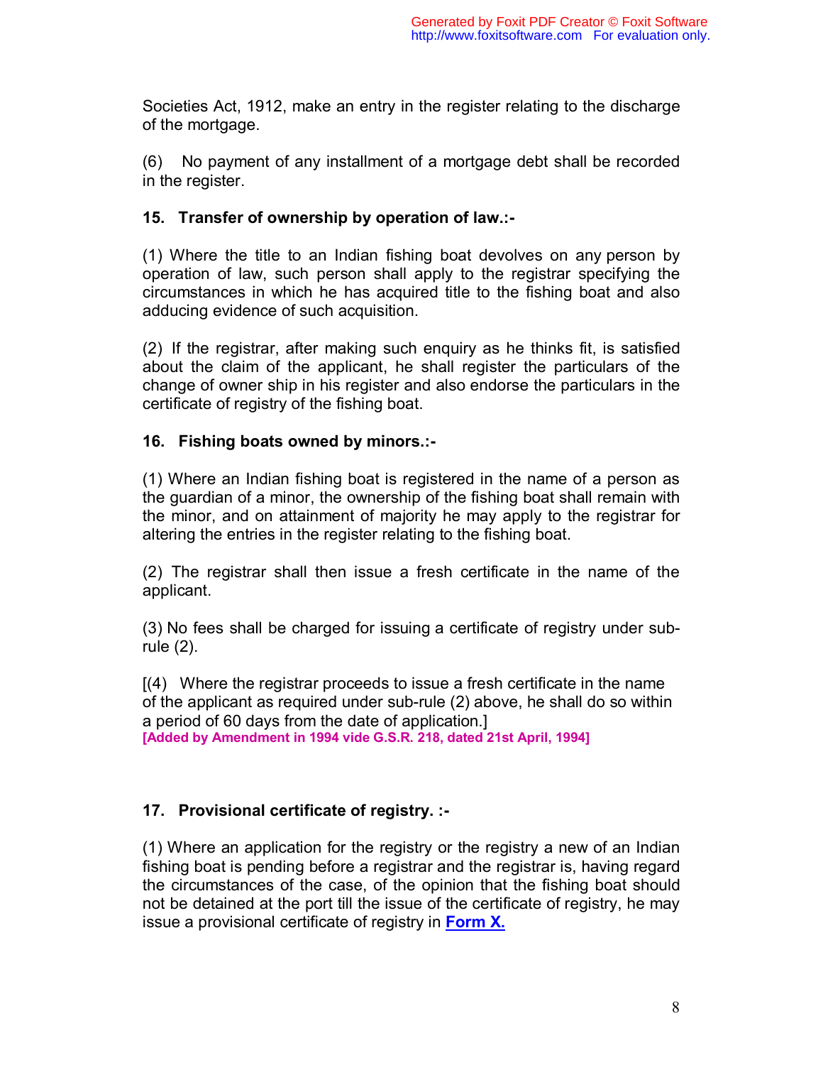Societies Act, 1912, make an entry in the register relating to the discharge of the mortgage.

(6) No payment of any installment of a mortgage debt shall be recorded in the register.

**15. Transfer of ownership by operation of law.:-**

(1) Where the title to an Indian fishing boat devolves on any person by operation of law, such person shall apply to the registrar specifying the circumstances in which he has acquired title to the fishing boat and also adducing evidence of such acquisition.

(2) If the registrar, after making such enquiry as he thinks fit, is satisfied about the claim of the applicant, he shall register the particulars of the change of owner ship in his register and also endorse the particulars in the certificate of registry of the fishing boat.

**16. Fishing boats owned by minors.:-**

(1) Where an Indian fishing boat is registered in the name of a person as the guardian of a minor, the ownership of the fishing boat shall remain with the minor, and on attainment of majority he may apply to the registrar for altering the entries in the register relating to the fishing boat.

(2) The registrar shall then issue a fresh certificate in the name of the applicant.

(3) No fees shall be charged for issuing a certificate of registry under sub-rule (2).

[(4) Where the registrar proceeds to issue a fresh certificate in the name of the applicant as required under sub-rule (2) above, he shall do so within a period of 60 days from the date of application.]
**[Added by Amendment in 1994 vide G.S.R. 218, dated 21st April, 1994]**

**17. Provisional certificate of registry. :-**

(1) Where an application for the registry or the registry a new of an Indian fishing boat is pending before a registrar and the registrar is, having regard the circumstances of the case, of the opinion that the fishing boat should not be detained at the port till the issue of the certificate of registry, he may issue a provisional certificate of registry in **Form X.**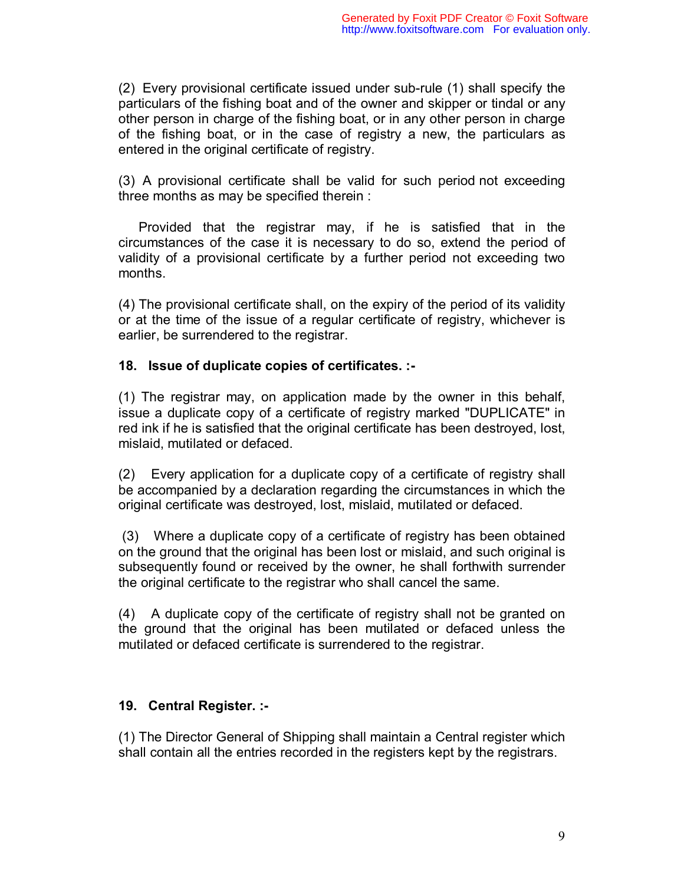(2) Every provisional certificate issued under sub-rule (1) shall specify the particulars of the fishing boat and of the owner and skipper or tindal or any other person in charge of the fishing boat, or in any other person in charge of the fishing boat, or in the case of registry a new, the particulars as entered in the original certificate of registry.

(3) A provisional certificate shall be valid for such period not exceeding three months as may be specified therein :

Provided that the registrar may, if he is satisfied that in the circumstances of the case it is necessary to do so, extend the period of validity of a provisional certificate by a further period not exceeding two months.

(4) The provisional certificate shall, on the expiry of the period of its validity or at the time of the issue of a regular certificate of registry, whichever is earlier, be surrendered to the registrar.

**18. Issue of duplicate copies of certificates. :-**

(1) The registrar may, on application made by the owner in this behalf, issue a duplicate copy of a certificate of registry marked "DUPLICATE" in red ink if he is satisfied that the original certificate has been destroyed, lost, mislaid, mutilated or defaced.

(2) Every application for a duplicate copy of a certificate of registry shall be accompanied by a declaration regarding the circumstances in which the original certificate was destroyed, lost, mislaid, mutilated or defaced.

(3) Where a duplicate copy of a certificate of registry has been obtained on the ground that the original has been lost or mislaid, and such original is subsequently found or received by the owner, he shall forthwith surrender the original certificate to the registrar who shall cancel the same.

(4) A duplicate copy of the certificate of registry shall not be granted on the ground that the original has been mutilated or defaced unless the mutilated or defaced certificate is surrendered to the registrar.

**19. Central Register. :-**

(1) The Director General of Shipping shall maintain a Central register which shall contain all the entries recorded in the registers kept by the registrars.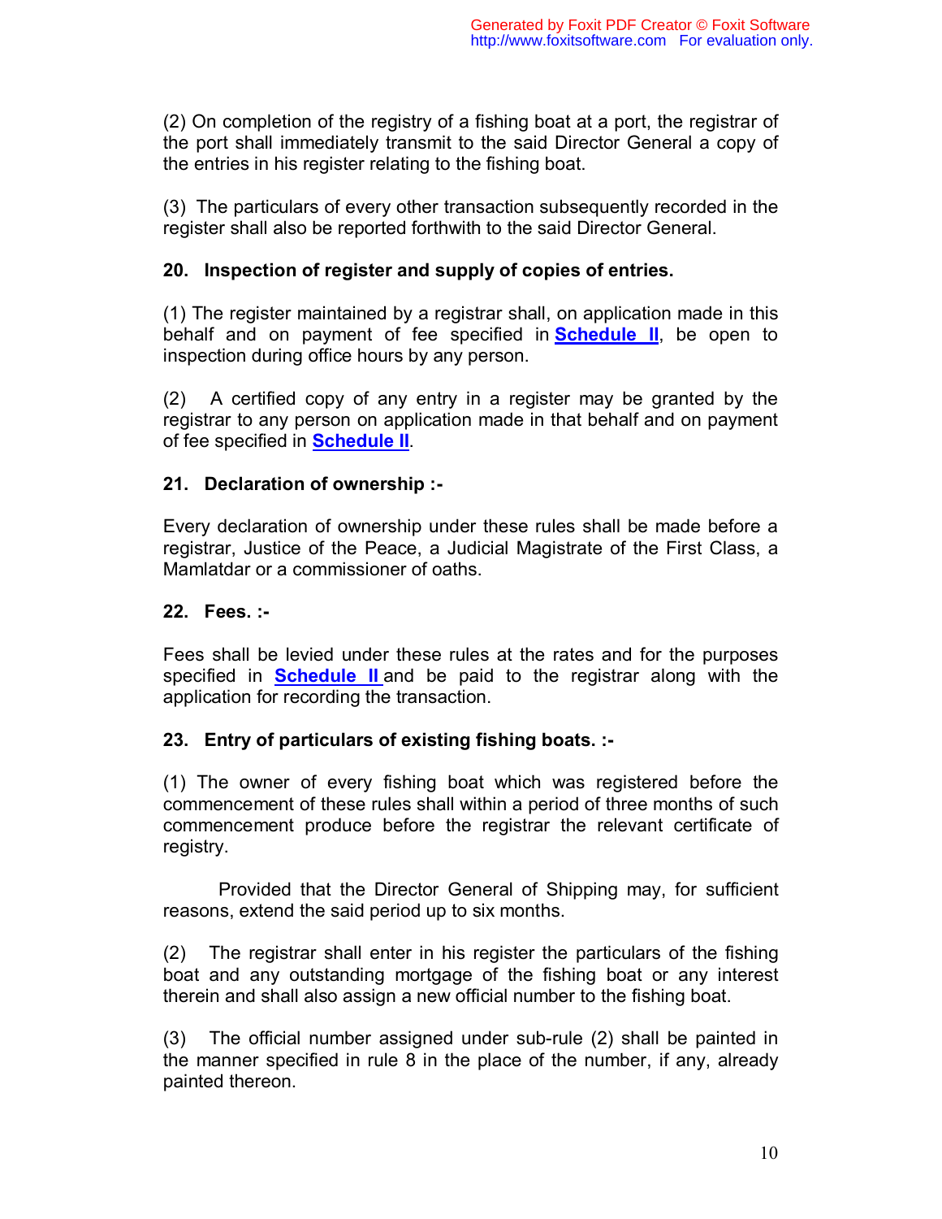(2) On completion of the registry of a fishing boat at a port, the registrar of the port shall immediately transmit to the said Director General a copy of the entries in his register relating to the fishing boat.

(3) The particulars of every other transaction subsequently recorded in the register shall also be reported forthwith to the said Director General.

**20. Inspection of register and supply of copies of entries.**

(1) The register maintained by a registrar shall, on application made in this behalf and on payment of fee specified in **Schedule II**, be open to inspection during office hours by any person.

(2) A certified copy of any entry in a register may be granted by the registrar to any person on application made in that behalf and on payment of fee specified in **Schedule II**.

**21. Declaration of ownership :-**

Every declaration of ownership under these rules shall be made before a registrar, Justice of the Peace, a Judicial Magistrate of the First Class, a Mamlatdar or a commissioner of oaths.

**22. Fees. :-**

Fees shall be levied under these rules at the rates and for the purposes specified in **Schedule II** and be paid to the registrar along with the application for recording the transaction.

**23. Entry of particulars of existing fishing boats. :-**

(1) The owner of every fishing boat which was registered before the commencement of these rules shall within a period of three months of such commencement produce before the registrar the relevant certificate of registry.

Provided that the Director General of Shipping may, for sufficient reasons, extend the said period up to six months.

(2) The registrar shall enter in his register the particulars of the fishing boat and any outstanding mortgage of the fishing boat or any interest therein and shall also assign a new official number to the fishing boat.

(3) The official number assigned under sub-rule (2) shall be painted in the manner specified in rule 8 in the place of the number, if any, already painted thereon.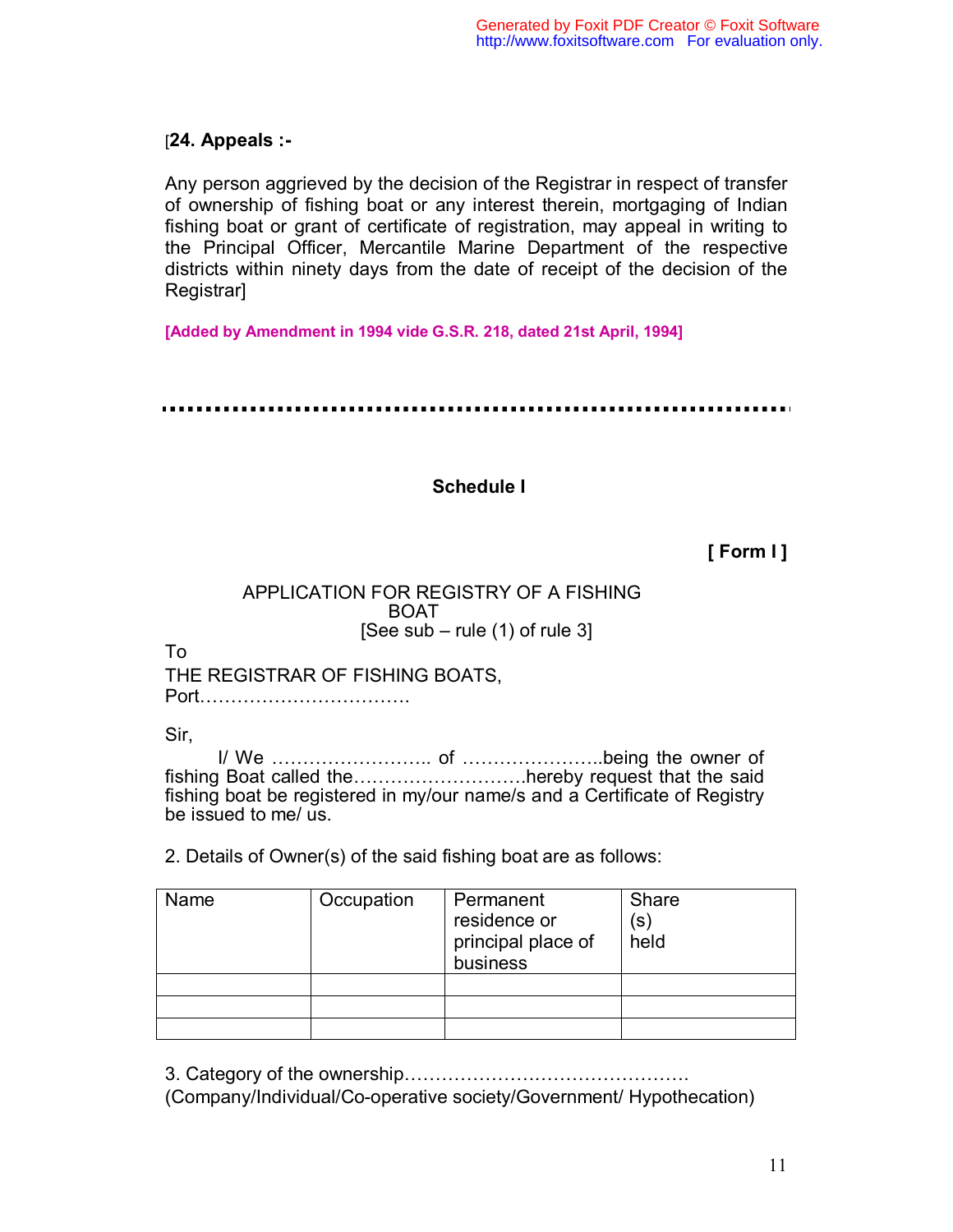[**24. Appeals :-**

Any person aggrieved by the decision of the Registrar in respect of transfer of ownership of fishing boat or any interest therein, mortgaging of Indian fishing boat or grant of certificate of registration, may appeal in writing to the Principal Officer, Mercantile Marine Department of the respective districts within ninety days from the date of receipt of the decision of the Registrar]

**[Added by Amendment in 1994 vide G.S.R. 218, dated 21st April, 1994]**

---

## Schedule I

**[ Form I ]**

APPLICATION FOR REGISTRY OF A FISHING BOAT
[See sub – rule (1) of rule 3]

To
THE REGISTRAR OF FISHING BOATS,
Port……………………………

Sir,

I/ We …………………….. of …………………..being the owner of fishing Boat called the……………………….hereby request that the said fishing boat be registered in my/our name/s and a Certificate of Registry be issued to me/ us.

2. Details of Owner(s) of the said fishing boat are as follows:

| Name | Occupation | Permanent residence or principal place of business | Share (s) held |
|---|---|---|---|
| | | | |
| | | | |
| | | | |

3. Category of the ownership……………………………………….
(Company/Individual/Co-operative society/Government/ Hypothecation)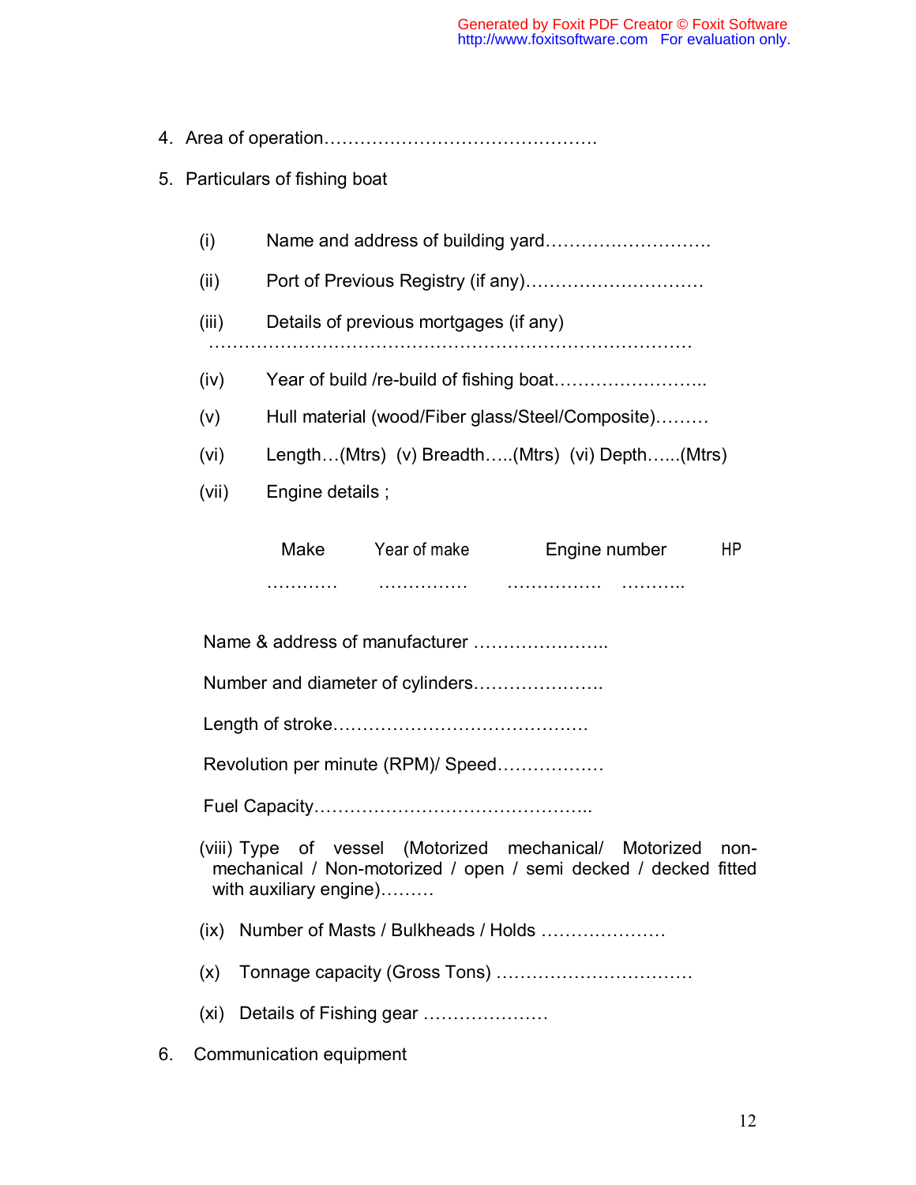4. Area of operation……………………………………….

5. Particulars of fishing boat

   (i) Name and address of building yard……………………….

   (ii) Port of Previous Registry (if any)………………………..

   (iii) Details of previous mortgages (if any) ……………………………………………………………………

   (iv) Year of build /re-build of fishing boat……………………..

   (v) Hull material (wood/Fiber glass/Steel/Composite)………

   (vi) Length…(Mtrs) (v) Breadth…..(Mtrs) (vi) Depth…...(Mtrs)

   (vii) Engine details ;

| Make | Year of make | Engine number | HP |
|---|---|---|---|
| ………… | …………… | ……………. | ……….. |

   Name & address of manufacturer …………………..

   Number and diameter of cylinders………………….

   Length of stroke…………………………………….

   Revolution per minute (RPM)/ Speed……………..

   Fuel Capacity………………………………………..

   (viii) Type of vessel (Motorized mechanical/ Motorized non-mechanical / Non-motorized / open / semi decked / decked fitted with auxiliary engine)………

   (ix) Number of Masts / Bulkheads / Holds …………………

   (x) Tonnage capacity (Gross Tons) ……………………………

   (xi) Details of Fishing gear …………………

6. Communication equipment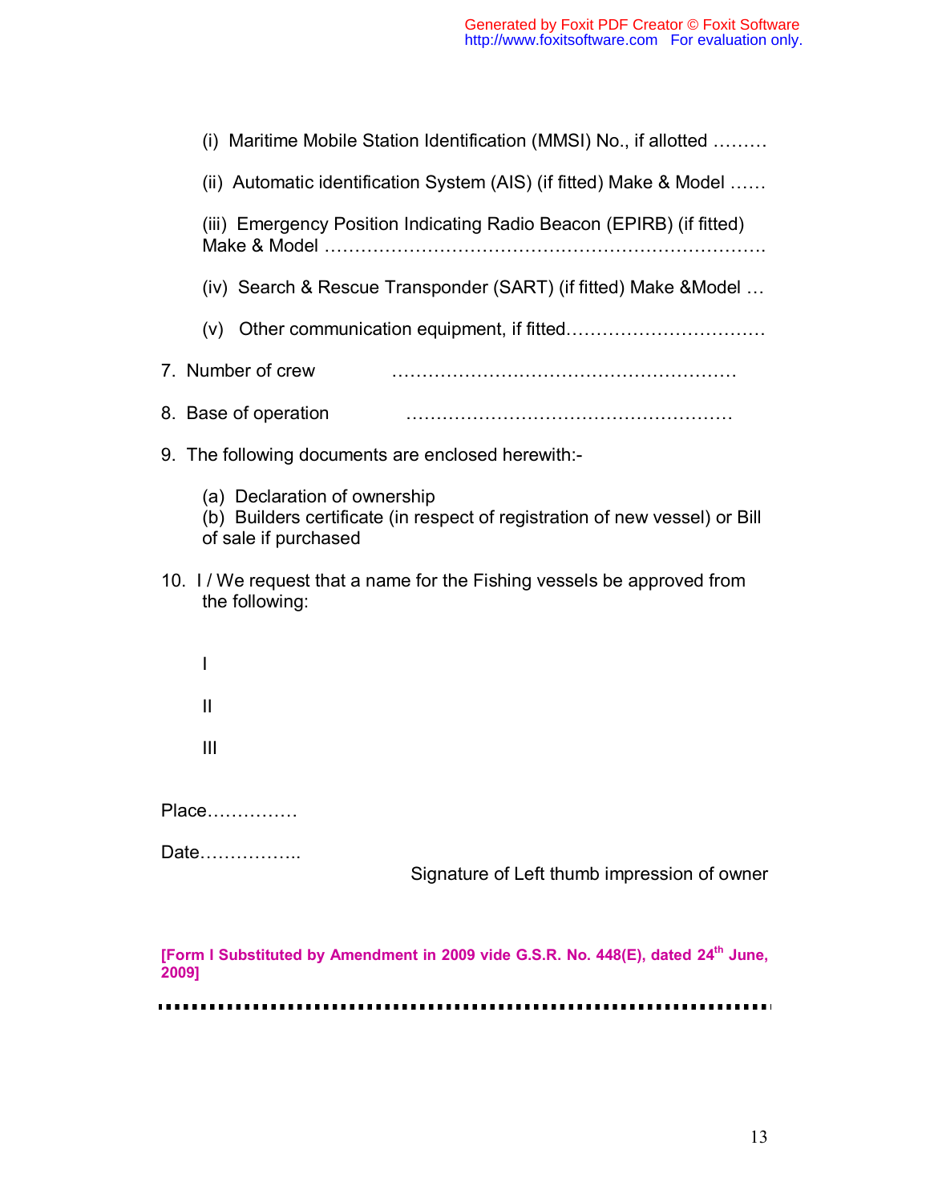(i) Maritime Mobile Station Identification (MMSI) No., if allotted ………

(ii) Automatic identification System (AIS) (if fitted) Make & Model ……

(iii) Emergency Position Indicating Radio Beacon (EPIRB) (if fitted) Make & Model ……………………………………………………………….

(iv) Search & Rescue Transponder (SART) (if fitted) Make &Model …

(v) Other communication equipment, if fitted……………………………

7. Number of crew ………………………………………………….

8. Base of operation ……………………………………………….

9. The following documents are enclosed herewith:-

   (a) Declaration of ownership
   (b) Builders certificate (in respect of registration of new vessel) or Bill of sale if purchased

10. I / We request that a name for the Fishing vessels be approved from the following:

    I

    II

    III

Place……………

Date……………..

Signature of Left thumb impression of owner

**[Form I Substituted by Amendment in 2009 vide G.S.R. No. 448(E), dated 24th June, 2009]**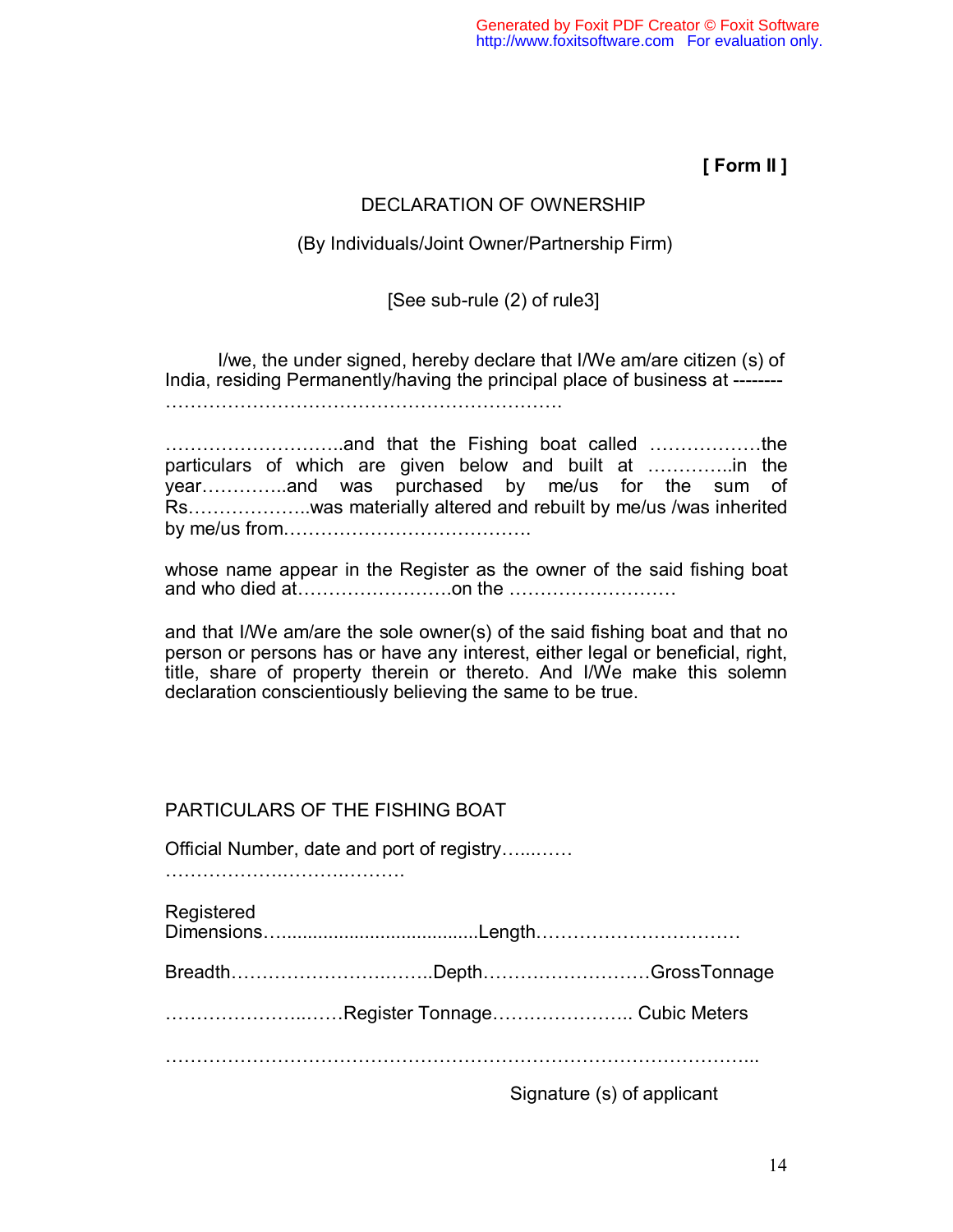**[ Form II ]**

DECLARATION OF OWNERSHIP

(By Individuals/Joint Owner/Partnership Firm)

[See sub-rule (2) of rule3]

I/we, the under signed, hereby declare that I/We am/are citizen (s) of India, residing Permanently/having the principal place of business at -------………………………………………………………

………………………..and that the Fishing boat called ………………the particulars of which are given below and built at …………..in the year…………..and was purchased by me/us for the sum of Rs………………..was materially altered and rebuilt by me/us /was inherited by me/us from…………………………………

whose name appear in the Register as the owner of the said fishing boat and who died at……………………on the ………………………

and that I/We am/are the sole owner(s) of the said fishing boat and that no person or persons has or have any interest, either legal or beneficial, right, title, share of property therein or thereto. And I/We make this solemn declaration conscientiously believing the same to be true.

PARTICULARS OF THE FISHING BOAT

Official Number, date and port of registry…...……
………………….……….……..

Registered
Dimensions…....................................Length……………………………

Breadth……………………….…..Depth………………………GrossTonnage

……………………..……Register Tonnage………………….. Cubic Meters

……………………………………………………………………………...

Signature (s) of applicant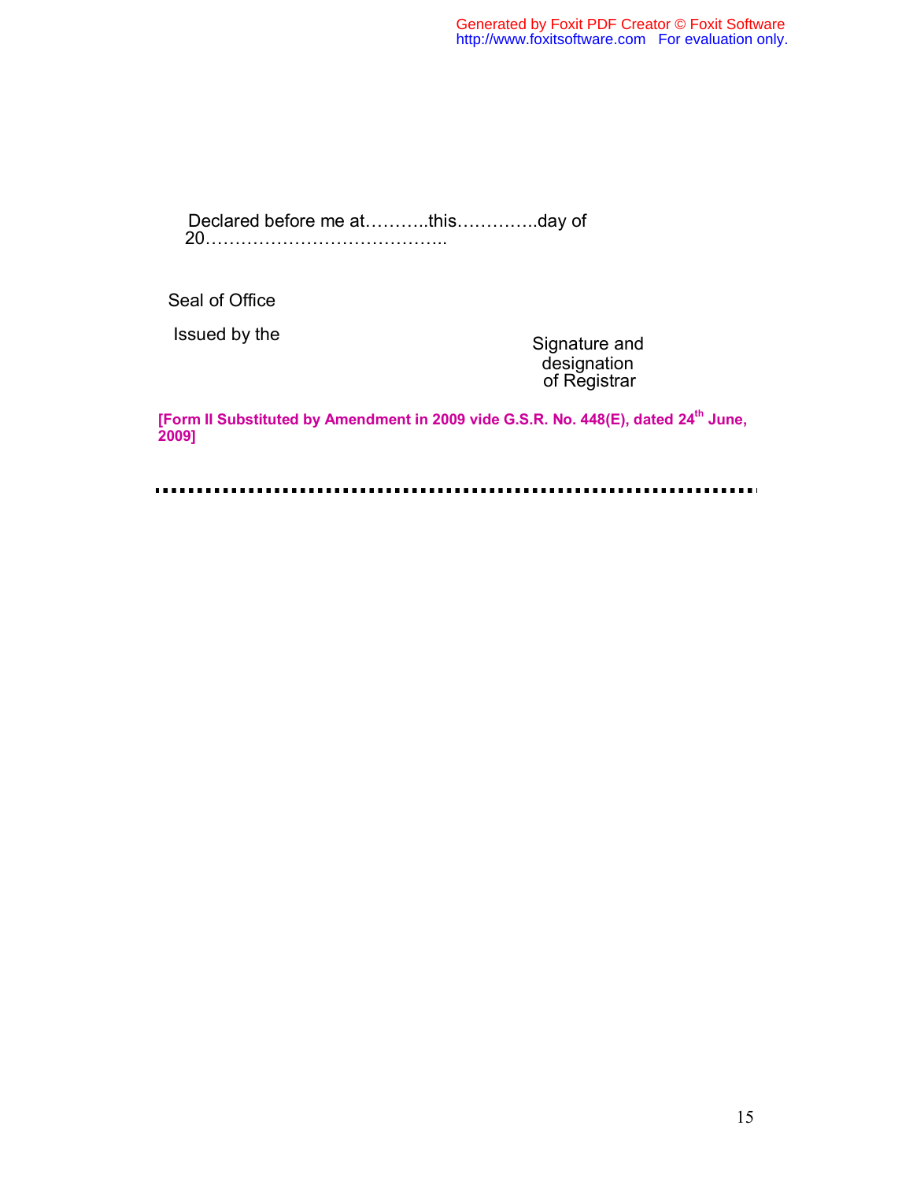Declared before me at………..this…………..day of 20…………………………………..

Seal of Office

Issued by the

Signature and designation of Registrar

**[Form II Substituted by Amendment in 2009 vide G.S.R. No. 448(E), dated 24th June, 2009]**

---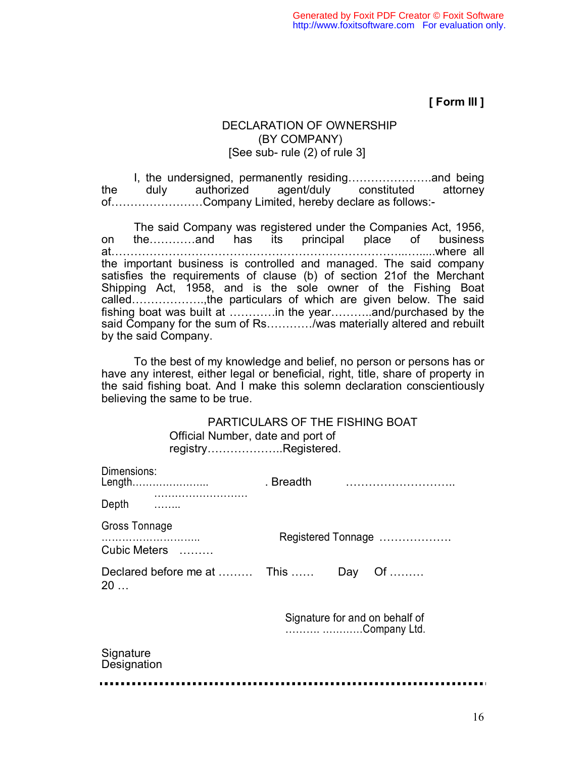**[ Form III ]**

DECLARATION OF OWNERSHIP
(BY COMPANY)
[See sub- rule (2) of rule 3]

I, the undersigned, permanently residing………………….and being the duly authorized agent/duly constituted attorney of……………………Company Limited, hereby declare as follows:-

The said Company was registered under the Companies Act, 1956, on the…………and has its principal place of business at…………………………………………………………………...….....where all the important business is controlled and managed. The said company satisfies the requirements of clause (b) of section 21of the Merchant Shipping Act, 1958, and is the sole owner of the Fishing Boat called……………….,the particulars of which are given below. The said fishing boat was built at …………in the year………..and/purchased by the said Company for the sum of Rs…………/was materially altered and rebuilt by the said Company.

To the best of my knowledge and belief, no person or persons has or have any interest, either legal or beneficial, right, title, share of property in the said fishing boat. And I make this solemn declaration conscientiously believing the same to be true.

PARTICULARS OF THE FISHING BOAT

Official Number, date and port of registry………………..Registered.

Dimensions:
Length………………….. ……………………… . Breadth ………………………..
Depth ……..

Gross Tonnage ……………………….. Registered Tonnage ……………….
Cubic Meters ………

Declared before me at ……… This …… Day Of ……… 20 …

Signature for and on behalf of
………. …………Company Ltd.

Signature
Designation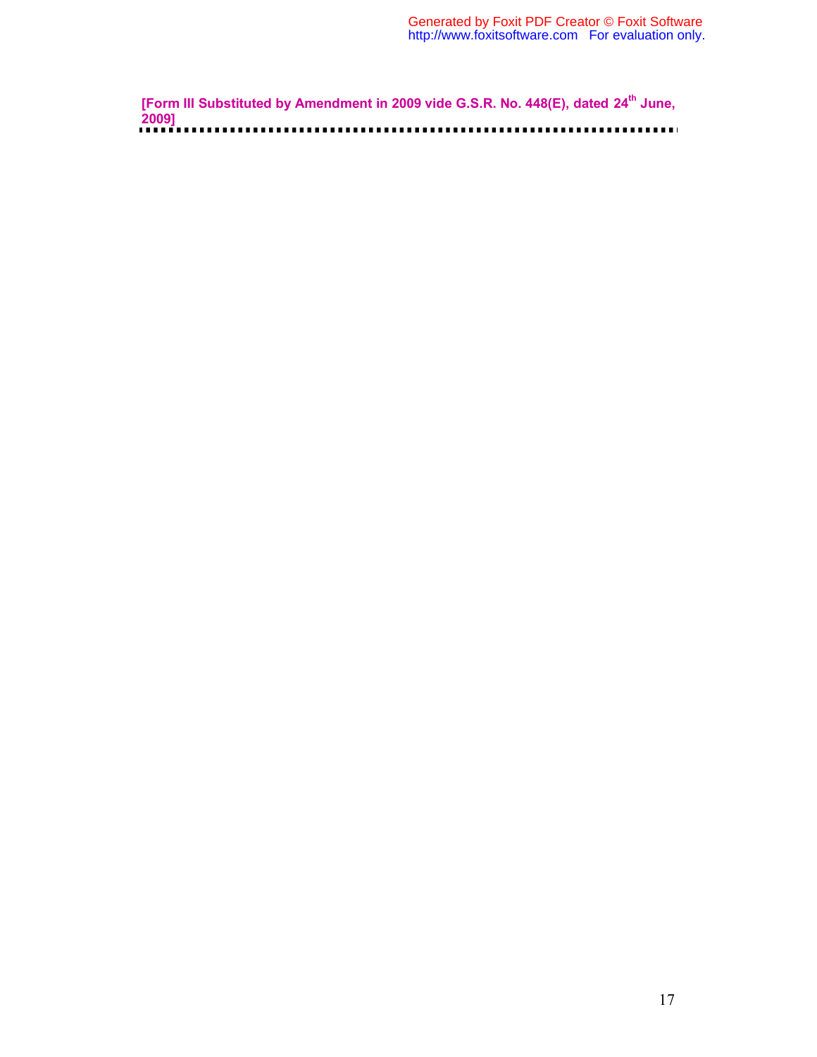**[Form III Substituted by Amendment in 2009 vide G.S.R. No. 448(E), dated 24th June, 2009]**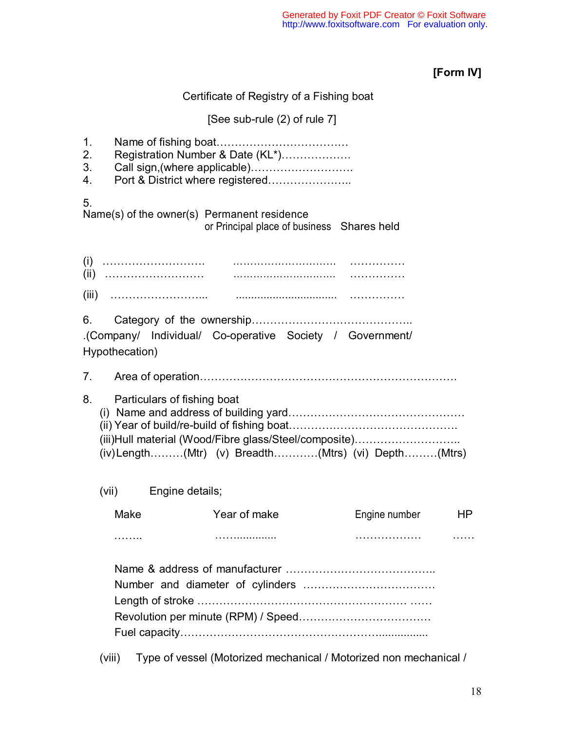**[Form IV]**

Certificate of Registry of a Fishing boat

[See sub-rule (2) of rule 7]

1. Name of fishing boat………………………………
2. Registration Number & Date (KL*)………………
3. Call sign,(where applicable)………………………
4. Port & District where registered…………………..

5.

| Name(s) of the owner(s) | Permanent residence or Principal place of business | Shares held |
|---|---|---|
| (i) ……………………… | ………………………… | …………… |
| (ii) ……………………… | ………………………… | …………… |
| (iii) ……………………… | ………………………… | …………… |

6. Category of the ownership……………………………………. .(Company/ Individual/ Co-operative Society / Government/ Hypothecation)

7. Area of operation……………………………………………………………

8. Particulars of fishing boat
   (i) Name and address of building yard…………………………………………
   (ii) Year of build/re-build of fishing boat………………………………………
   (iii)Hull material (Wood/Fibre glass/Steel/composite)……………………….
   (iv)Length………(Mtr) (v) Breadth…………(Mtrs) (vi) Depth………(Mtrs)

   (vii) Engine details;

| Make | Year of make | Engine number | HP |
|---|---|---|---|
| …….. | ……............ | ……………… | …… |

   Name & address of manufacturer …………………………………..
   Number and diameter of cylinders ………………………………
   Length of stroke ………………………………………………… ……
   Revolution per minute (RPM) / Speed………………………………
   Fuel capacity…………………………………………….................

   (viii) Type of vessel (Motorized mechanical / Motorized non mechanical /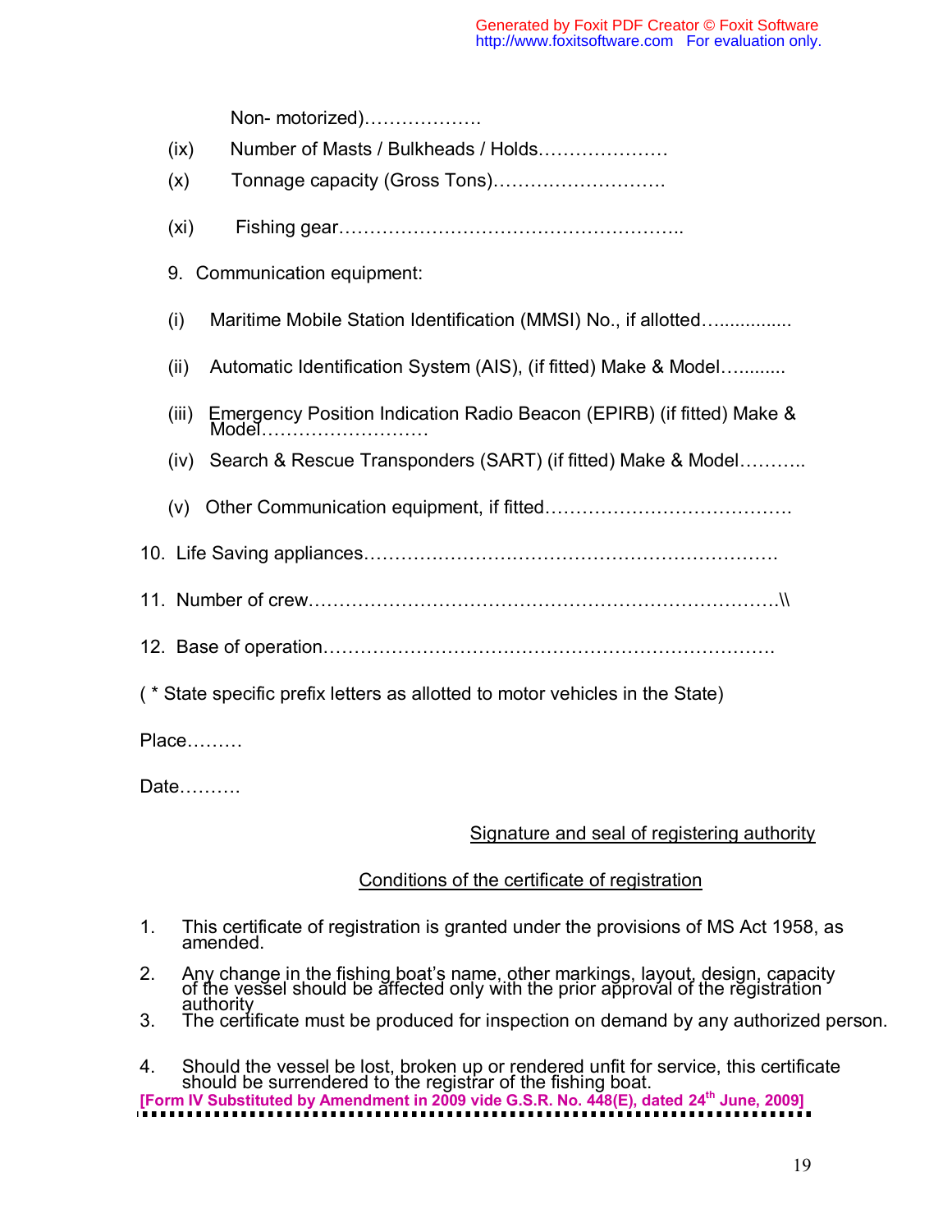Non- motorized)……………….

(ix) Number of Masts / Bulkheads / Holds…………………

(x) Tonnage capacity (Gross Tons)……….……………..

(xi) Fishing gear………………………………………………..

9. Communication equipment:

(i) Maritime Mobile Station Identification (MMSI) No., if allotted…..............

(ii) Automatic Identification System (AIS), (if fitted) Make & Model…..........

(iii) Emergency Position Indication Radio Beacon (EPIRB) (if fitted) Make & Model………………………

(iv) Search & Rescue Transponders (SART) (if fitted) Make & Model………..

(v) Other Communication equipment, if fitted………………………………….

10. Life Saving appliances………………………………………………………….

11. Number of crew…………………………………………………………………\\

12. Base of operation……………………………………………………………….

( * State specific prefix letters as allotted to motor vehicles in the State)

Place………

Date……….

Signature and seal of registering authority

Conditions of the certificate of registration

1. This certificate of registration is granted under the provisions of MS Act 1958, as amended.
2. Any change in the fishing boat's name, other markings, layout, design, capacity of the vessel should be affected only with the prior approval of the registration authority
3. The certificate must be produced for inspection on demand by any authorized person.
4. Should the vessel be lost, broken up or rendered unfit for service, this certificate should be surrendered to the registrar of the fishing boat.

**[Form IV Substituted by Amendment in 2009 vide G.S.R. No. 448(E), dated 24th June, 2009]**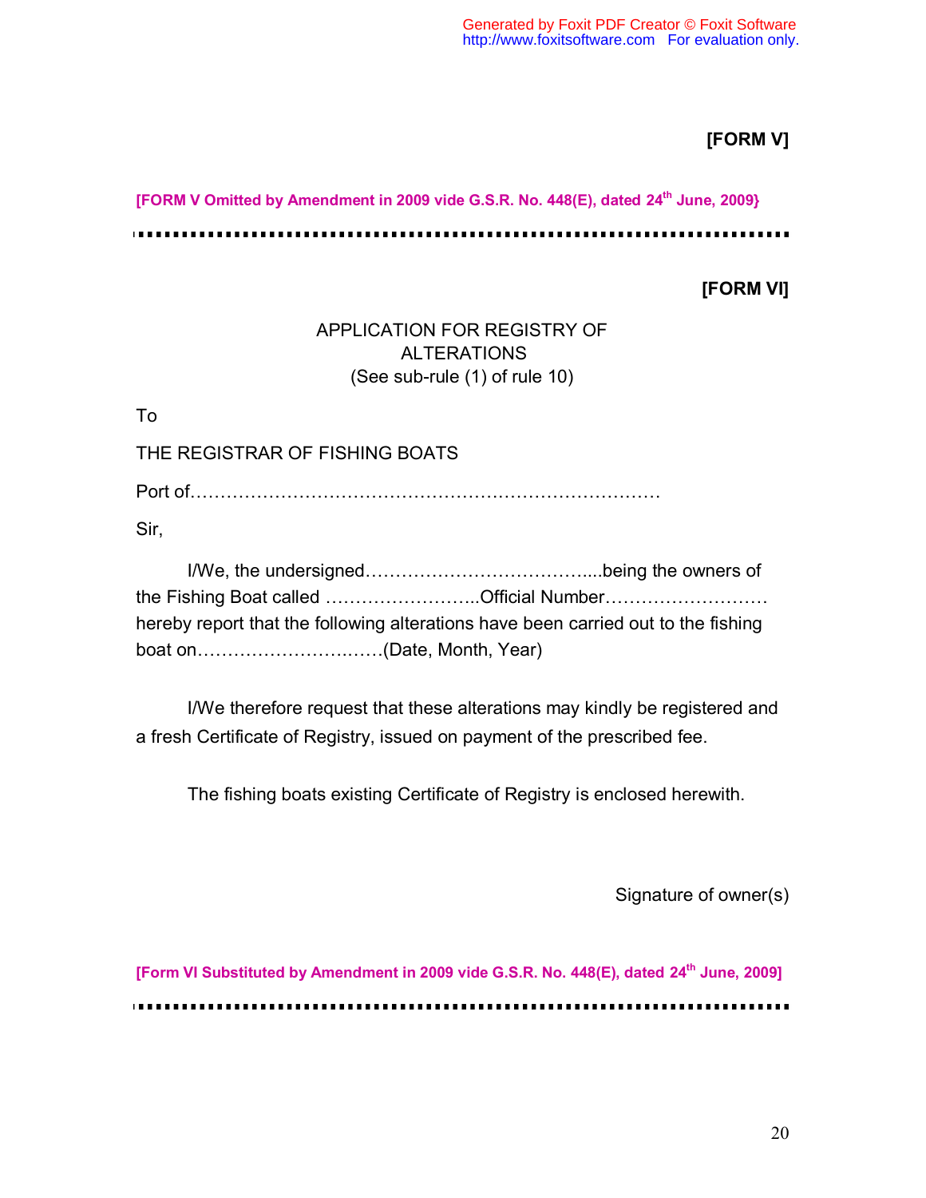**[FORM V]**

**[FORM V Omitted by Amendment in 2009 vide G.S.R. No. 448(E), dated 24th June, 2009}**

---

**[FORM VI]**

APPLICATION FOR REGISTRY OF ALTERATIONS
(See sub-rule (1) of rule 10)

To

THE REGISTRAR OF FISHING BOATS

Port of…………………………………………………………………

Sir,

I/We, the undersigned………………………………....being the owners of the Fishing Boat called ……………………..Official Number……………………… hereby report that the following alterations have been carried out to the fishing boat on…………………….……(Date, Month, Year)

I/We therefore request that these alterations may kindly be registered and a fresh Certificate of Registry, issued on payment of the prescribed fee.

The fishing boats existing Certificate of Registry is enclosed herewith.

Signature of owner(s)

**[Form VI Substituted by Amendment in 2009 vide G.S.R. No. 448(E), dated 24th June, 2009]**

---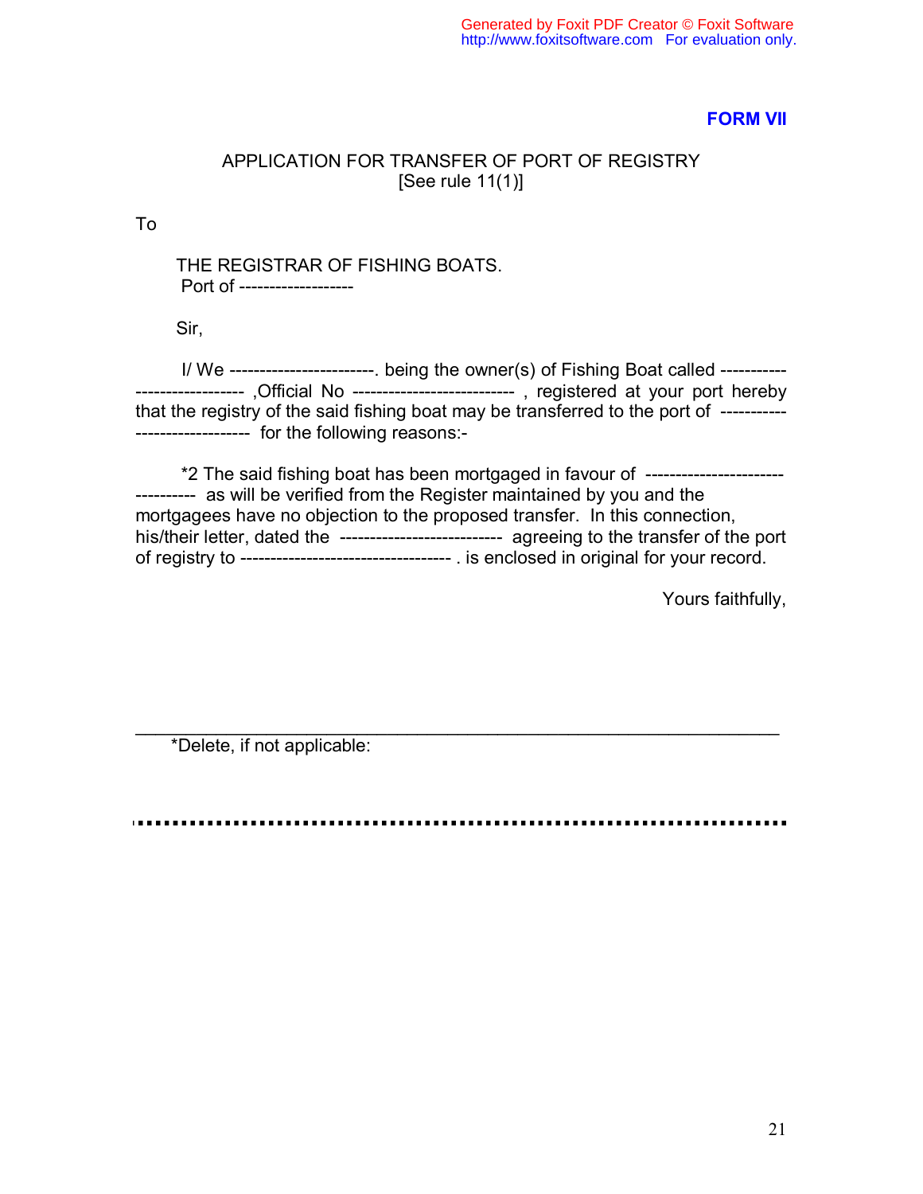**FORM VII**

APPLICATION FOR TRANSFER OF PORT OF REGISTRY
[See rule 11(1)]

To

THE REGISTRAR OF FISHING BOATS.
Port of -------------------

Sir,

I/ We ------------------------. being the owner(s) of Fishing Boat called ----------------------------- ,Official No --------------------------- , registered at your port hereby that the registry of the said fishing boat may be transferred to the port of ------------------------------ for the following reasons:-

*2 The said fishing boat has been mortgaged in favour of -------------------------------- as will be verified from the Register maintained by you and the mortgagees have no objection to the proposed transfer. In this connection, his/their letter, dated the --------------------------- agreeing to the transfer of the port of registry to ----------------------------------- . is enclosed in original for your record.

Yours faithfully,

---

*Delete, if not applicable: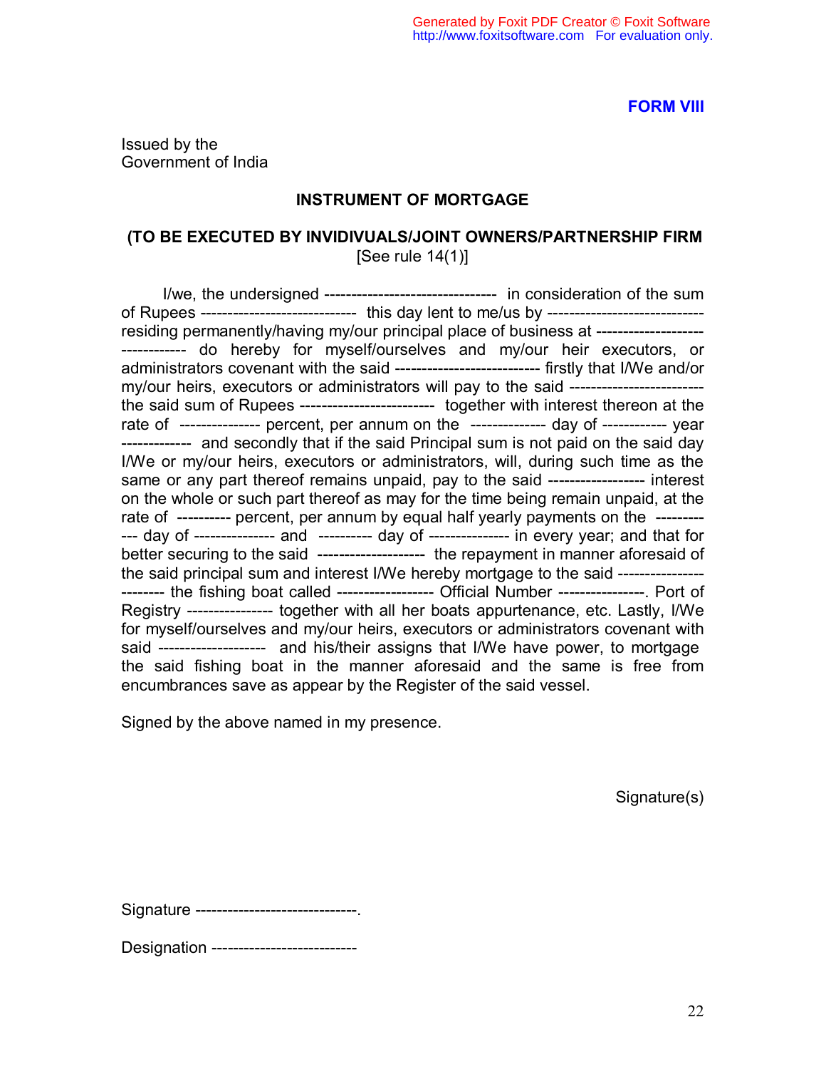**FORM VIII**

Issued by the
Government of India

## INSTRUMENT OF MORTGAGE

**(TO BE EXECUTED BY INVIDIVUALS/JOINT OWNERS/PARTNERSHIP FIRM**
[See rule 14(1)]

I/we, the undersigned -------------------------------- in consideration of the sum of Rupees ---------------------------- this day lent to me/us by ----------------------------- residing permanently/having my/our principal place of business at -------------------------------- do hereby for myself/ourselves and my/our heir executors, or administrators covenant with the said --------------------------- firstly that I/We and/or my/our heirs, executors or administrators will pay to the said ------------------------- the said sum of Rupees ------------------------- together with interest thereon at the rate of --------------- percent, per annum on the -------------- day of ------------ year ------------- and secondly that if the said Principal sum is not paid on the said day I/We or my/our heirs, executors or administrators, will, during such time as the same or any part thereof remains unpaid, pay to the said ------------------ interest on the whole or such part thereof as may for the time being remain unpaid, at the rate of ---------- percent, per annum by equal half yearly payments on the ------------ day of --------------- and ---------- day of --------------- in every year; and that for better securing to the said -------------------- the repayment in manner aforesaid of the said principal sum and interest I/We hereby mortgage to the said ------------------------ the fishing boat called ------------------ Official Number ----------------. Port of Registry ---------------- together with all her boats appurtenance, etc. Lastly, I/We for myself/ourselves and my/our heirs, executors or administrators covenant with said -------------------- and his/their assigns that I/We have power, to mortgage the said fishing boat in the manner aforesaid and the same is free from encumbrances save as appear by the Register of the said vessel.

Signed by the above named in my presence.

Signature(s)

Signature ------------------------------.

Designation ---------------------------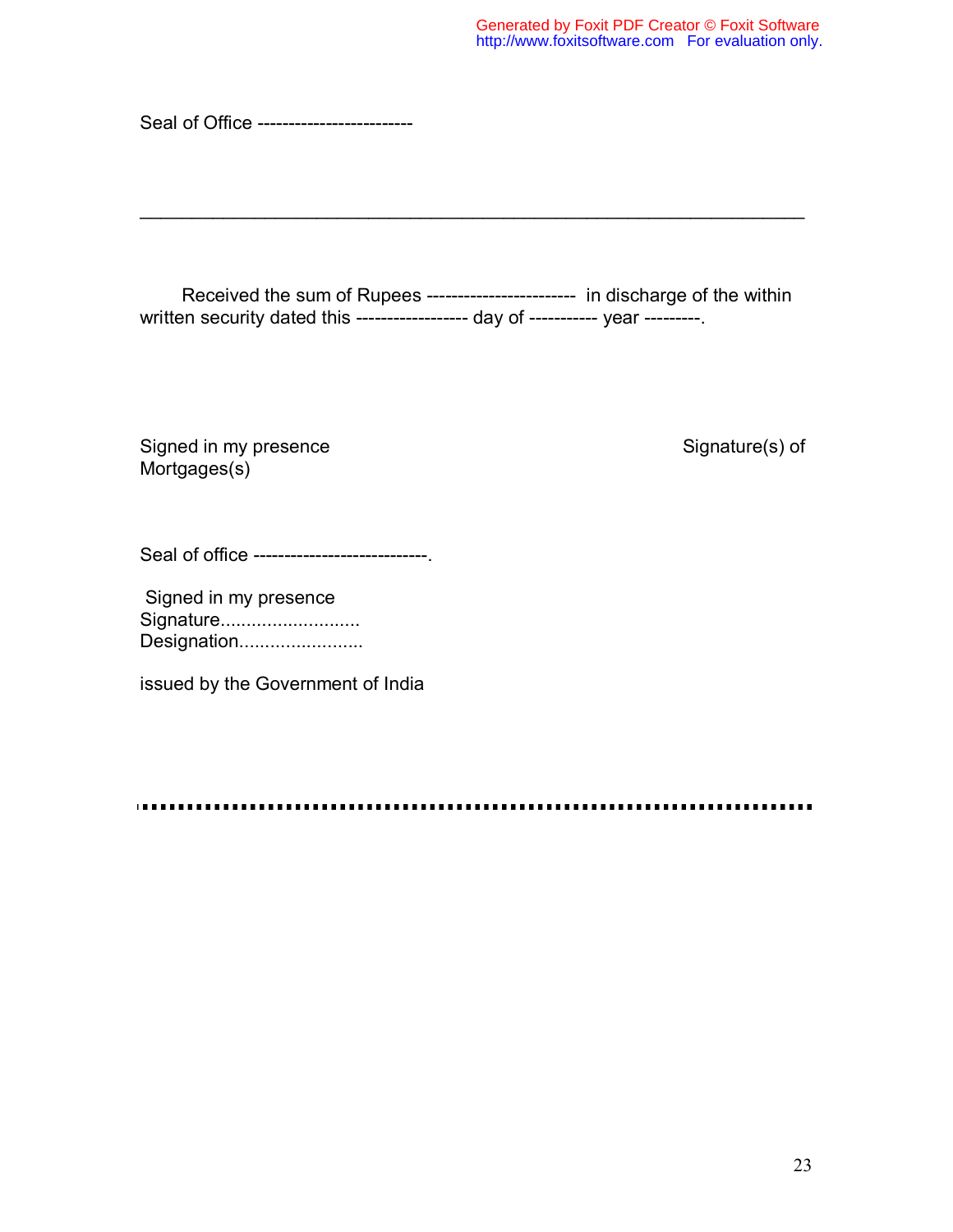Seal of Office ------------------------

---

Received the sum of Rupees ----------------------- in discharge of the within written security dated this ----------------- day of ----------- year ---------.

Signed in my presence Signature(s) of Mortgages(s)

Seal of office ---------------------------.

Signed in my presence
Signature..........................
Designation.......................

issued by the Government of India

........................................................................................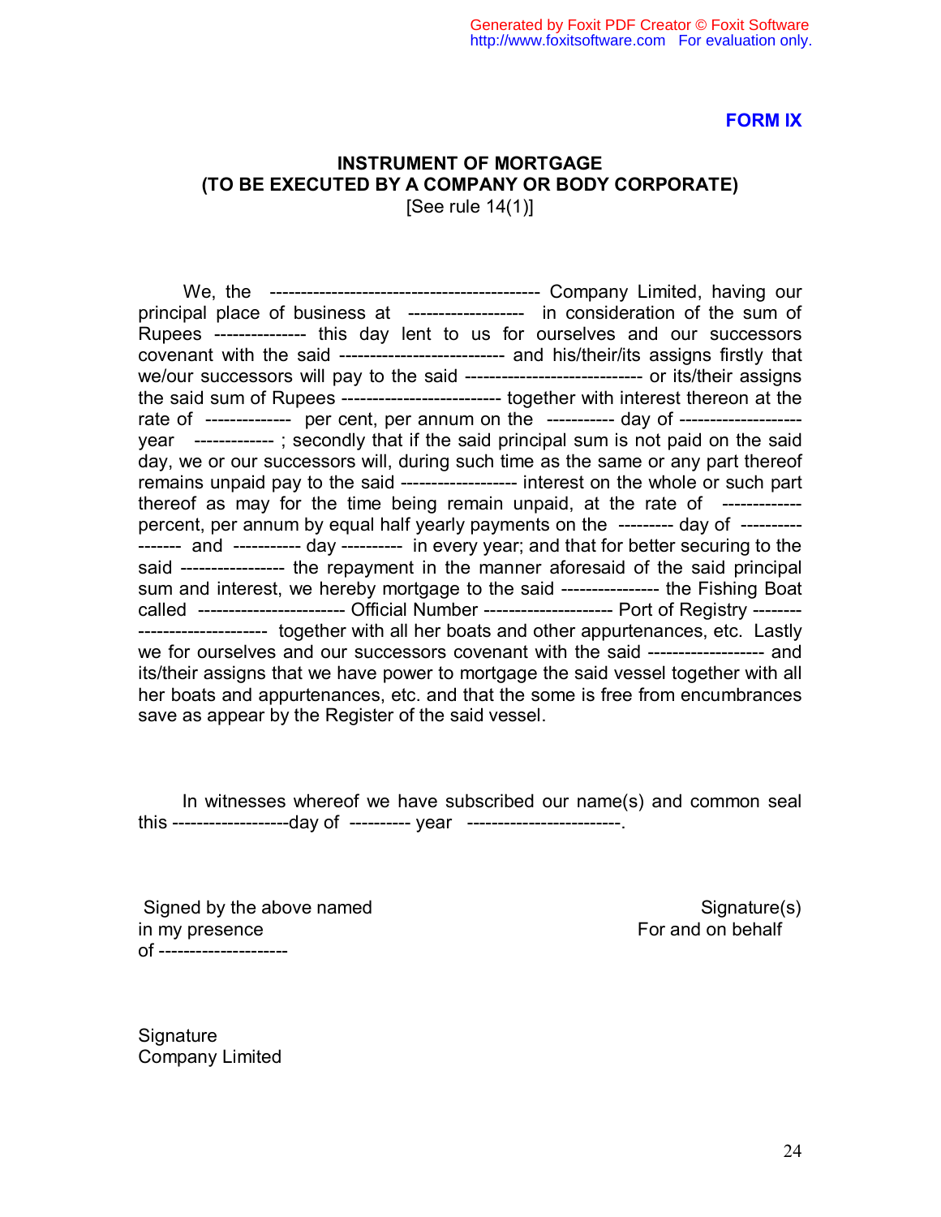**FORM IX**

**INSTRUMENT OF MORTGAGE**
**(TO BE EXECUTED BY A COMPANY OR BODY CORPORATE)**
[See rule 14(1)]

We, the -------------------------------------------- Company Limited, having our principal place of business at ------------------- in consideration of the sum of Rupees -------------- this day lent to us for ourselves and our successors covenant with the said -------------------------- and his/their/its assigns firstly that we/our successors will pay to the said ---------------------------- or its/their assigns the said sum of Rupees ------------------------- together with interest thereon at the rate of -------------- per cent, per annum on the ----------- day of -------------------- year ------------- ; secondly that if the said principal sum is not paid on the said day, we or our successors will, during such time as the same or any part thereof remains unpaid pay to the said ------------------ interest on the whole or such part thereof as may for the time being remain unpaid, at the rate of ------------ percent, per annum by equal half yearly payments on the --------- day of ----------------- and ----------- day ---------- in every year; and that for better securing to the said ---------------- the repayment in the manner aforesaid of the said principal sum and interest, we hereby mortgage to the said ---------------- the Fishing Boat called ----------------------- Official Number -------------------- Port of Registry ----------------------------- together with all her boats and other appurtenances, etc. Lastly we for ourselves and our successors covenant with the said ------------------- and its/their assigns that we have power to mortgage the said vessel together with all her boats and appurtenances, etc. and that the some is free from encumbrances save as appear by the Register of the said vessel.

In witnesses whereof we have subscribed our name(s) and common seal this -------------------day of ---------- year ------------------------.

Signed by the above named
in my presence
of --------------------

Signature(s)
For and on behalf

Signature
Company Limited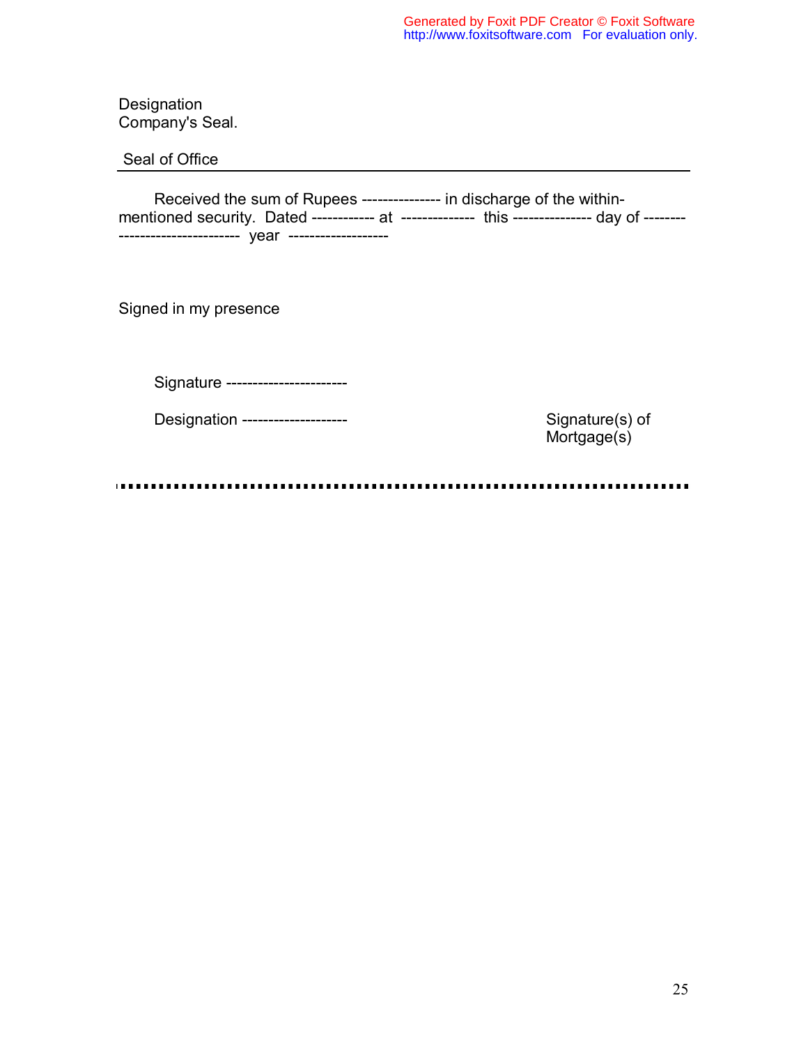Designation
Company's Seal.

Seal of Office

---

Received the sum of Rupees --------------- in discharge of the within-mentioned security. Dated ------------ at -------------- this --------------- day of -------- ----------------------- year -------------------

Signed in my presence

Signature -----------------------

Designation --------------------

Signature(s) of Mortgage(s)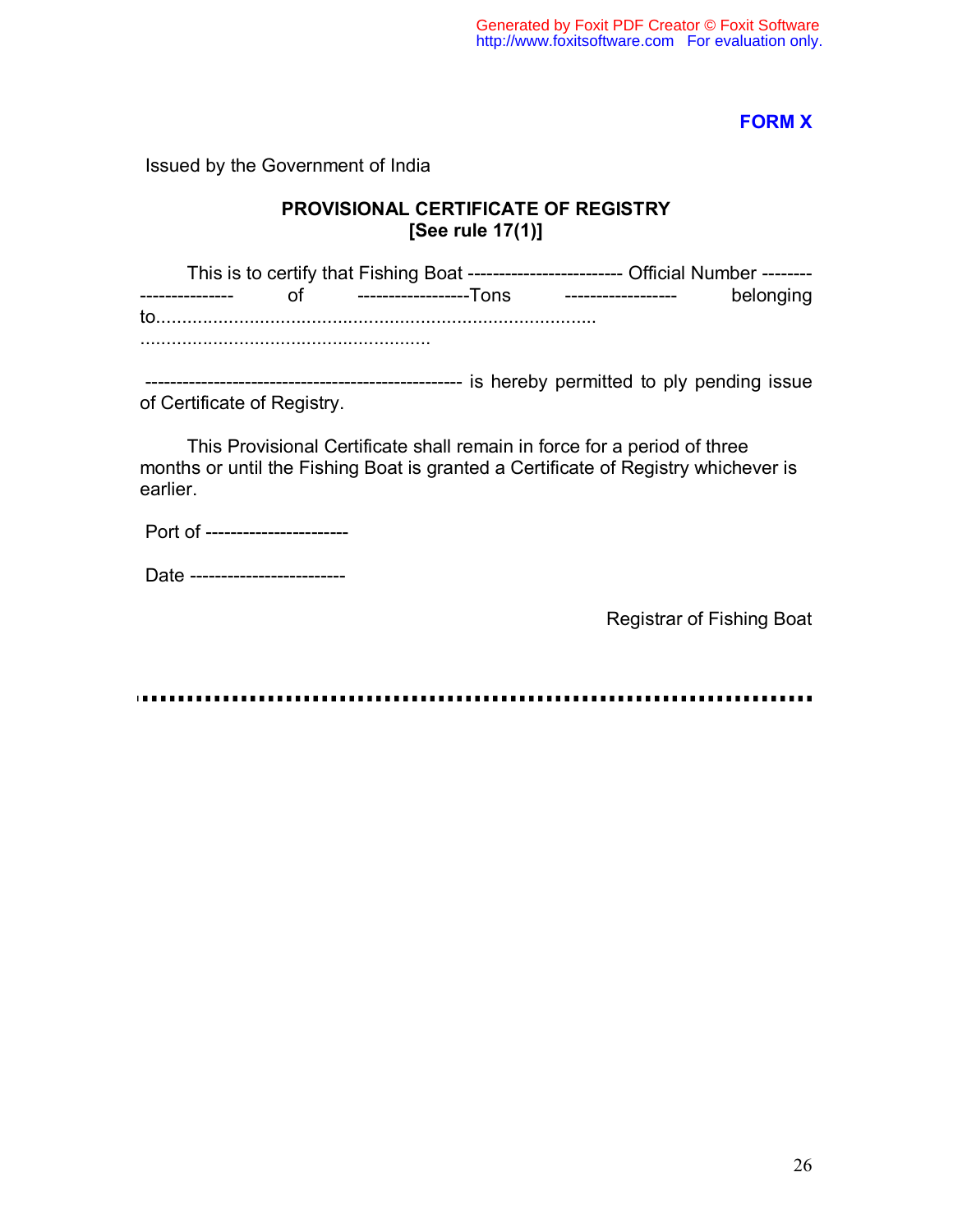**FORM X**

Issued by the Government of India

**PROVISIONAL CERTIFICATE OF REGISTRY**
**[See rule 17(1)]**

This is to certify that Fishing Boat ------------------------- Official Number ----------------------- of ------------------Tons ------------------ belonging to......................................................................................
.......................................................

--------------------------------------------------- is hereby permitted to ply pending issue of Certificate of Registry.

This Provisional Certificate shall remain in force for a period of three months or until the Fishing Boat is granted a Certificate of Registry whichever is earlier.

Port of ----------------------

Date ------------------------

Registrar of Fishing Boat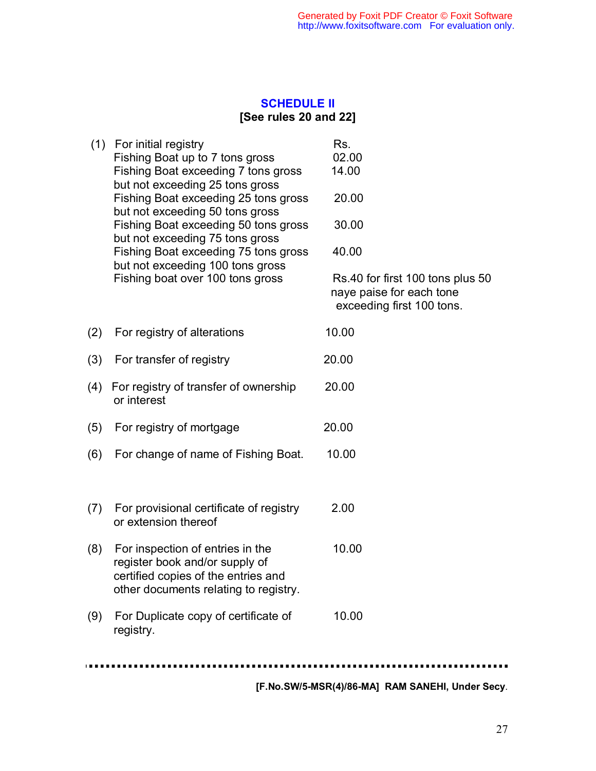## SCHEDULE II

**[See rules 20 and 22]**

| | | |
|---|---|---|
| (1) | For initial registry | Rs. |
| | Fishing Boat up to 7 tons gross | 02.00 |
| | Fishing Boat exceeding 7 tons gross but not exceeding 25 tons gross | 14.00 |
| | Fishing Boat exceeding 25 tons gross but not exceeding 50 tons gross | 20.00 |
| | Fishing Boat exceeding 50 tons gross but not exceeding 75 tons gross | 30.00 |
| | Fishing Boat exceeding 75 tons gross but not exceeding 100 tons gross | 40.00 |
| | Fishing boat over 100 tons gross | Rs.40 for first 100 tons plus 50 naye paise for each tone exceeding first 100 tons. |
| (2) | For registry of alterations | 10.00 |
| (3) | For transfer of registry | 20.00 |
| (4) | For registry of transfer of ownership or interest | 20.00 |
| (5) | For registry of mortgage | 20.00 |
| (6) | For change of name of Fishing Boat. | 10.00 |
| (7) | For provisional certificate of registry or extension thereof | 2.00 |
| (8) | For inspection of entries in the register book and/or supply of certified copies of the entries and other documents relating to registry. | 10.00 |
| (9) | For Duplicate copy of certificate of registry. | 10.00 |

---

**[F.No.SW/5-MSR(4)/86-MA] RAM SANEHI, Under Secy**.